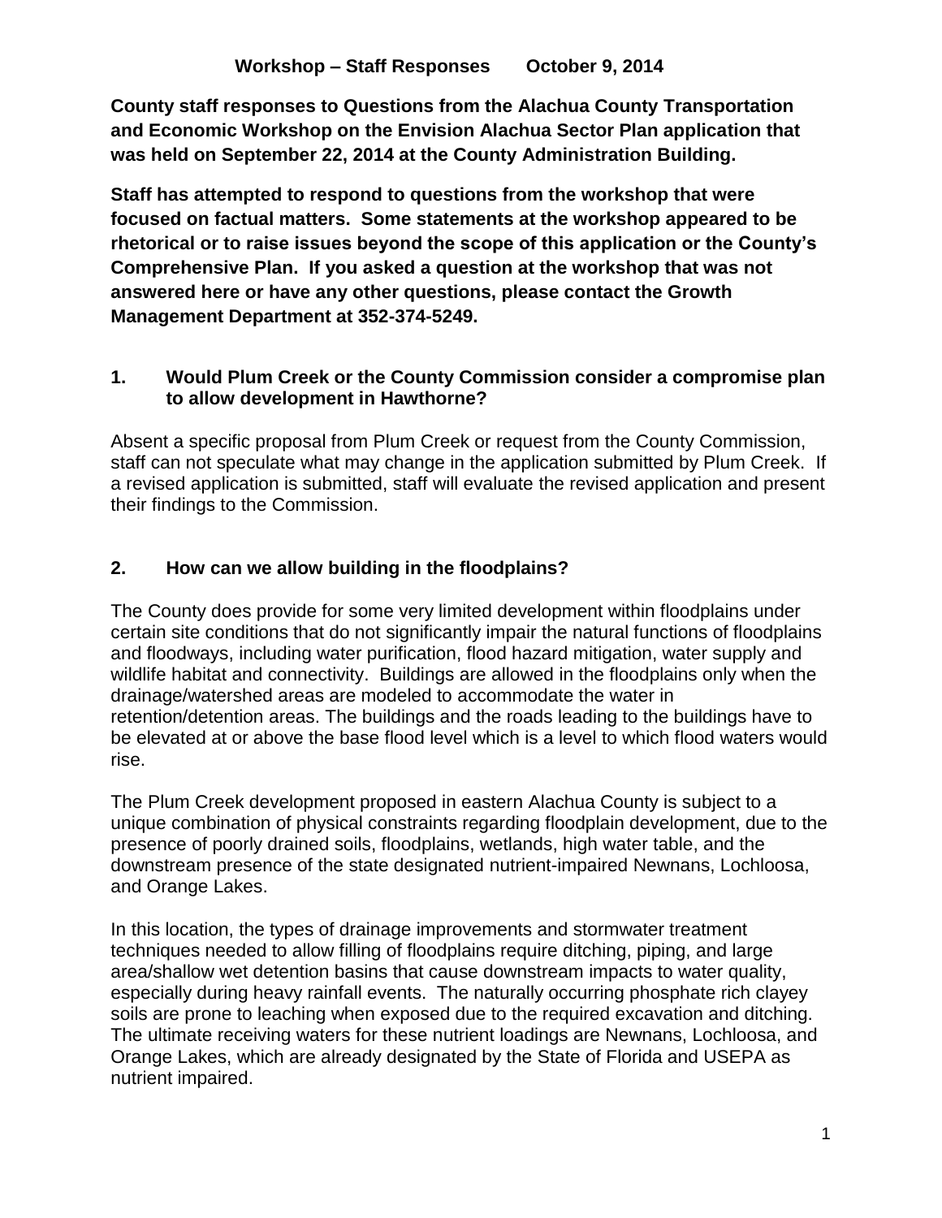# Workshop – Staff Responses    October 9, 2014

**County staff responses to Questions from the Alachua County Transportation and Economic Workshop on the Envision Alachua Sector Plan application that was held on September 22, 2014 at the County Administration Building.**

**Staff has attempted to respond to questions from the workshop that were focused on factual matters. Some statements at the workshop appeared to be rhetorical or to raise issues beyond the scope of this application or the County's Comprehensive Plan. If you asked a question at the workshop that was not answered here or have any other questions, please contact the Growth Management Department at 352-374-5249.**

## 1. Would Plum Creek or the County Commission consider a compromise plan to allow development in Hawthorne?

Absent a specific proposal from Plum Creek or request from the County Commission, staff can not speculate what may change in the application submitted by Plum Creek. If a revised application is submitted, staff will evaluate the revised application and present their findings to the Commission.

## 2. How can we allow building in the floodplains?

The County does provide for some very limited development within floodplains under certain site conditions that do not significantly impair the natural functions of floodplains and floodways, including water purification, flood hazard mitigation, water supply and wildlife habitat and connectivity. Buildings are allowed in the floodplains only when the drainage/watershed areas are modeled to accommodate the water in retention/detention areas. The buildings and the roads leading to the buildings have to be elevated at or above the base flood level which is a level to which flood waters would rise.

The Plum Creek development proposed in eastern Alachua County is subject to a unique combination of physical constraints regarding floodplain development, due to the presence of poorly drained soils, floodplains, wetlands, high water table, and the downstream presence of the state designated nutrient-impaired Newnans, Lochloosa, and Orange Lakes.

In this location, the types of drainage improvements and stormwater treatment techniques needed to allow filling of floodplains require ditching, piping, and large area/shallow wet detention basins that cause downstream impacts to water quality, especially during heavy rainfall events. The naturally occurring phosphate rich clayey soils are prone to leaching when exposed due to the required excavation and ditching. The ultimate receiving waters for these nutrient loadings are Newnans, Lochloosa, and Orange Lakes, which are already designated by the State of Florida and USEPA as nutrient impaired.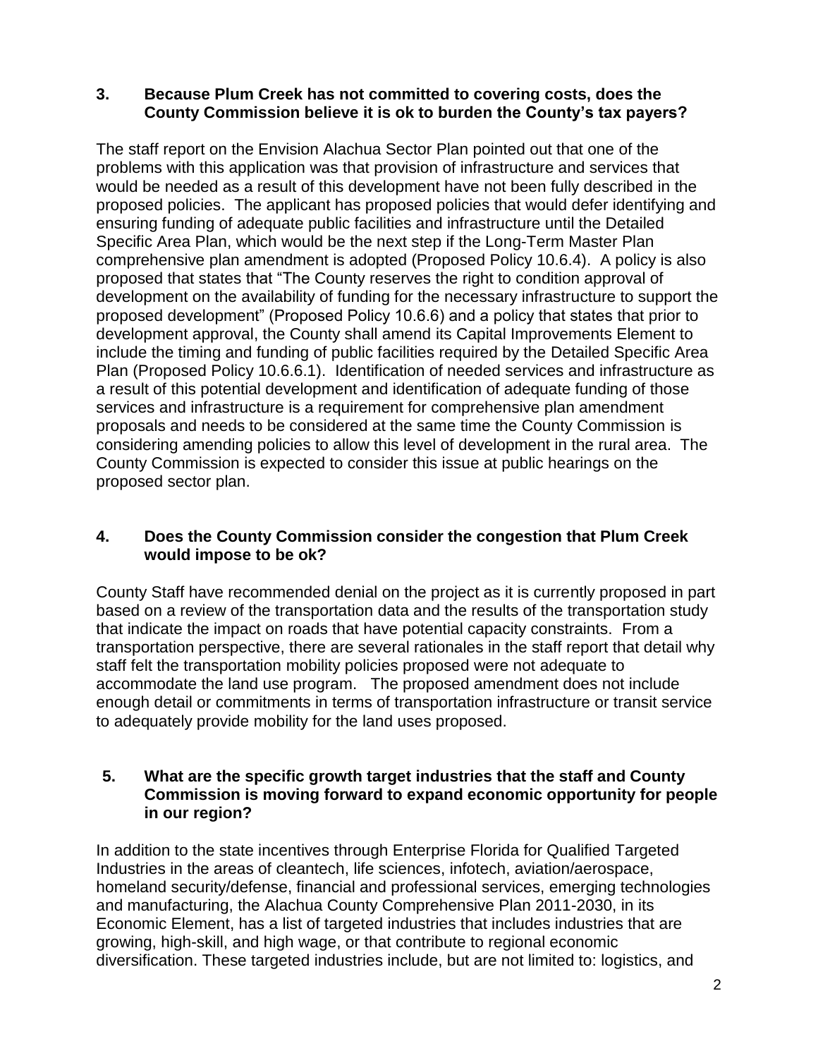**3. Because Plum Creek has not committed to covering costs, does the County Commission believe it is ok to burden the County's tax payers?**

The staff report on the Envision Alachua Sector Plan pointed out that one of the problems with this application was that provision of infrastructure and services that would be needed as a result of this development have not been fully described in the proposed policies. The applicant has proposed policies that would defer identifying and ensuring funding of adequate public facilities and infrastructure until the Detailed Specific Area Plan, which would be the next step if the Long-Term Master Plan comprehensive plan amendment is adopted (Proposed Policy 10.6.4). A policy is also proposed that states that "The County reserves the right to condition approval of development on the availability of funding for the necessary infrastructure to support the proposed development" (Proposed Policy 10.6.6) and a policy that states that prior to development approval, the County shall amend its Capital Improvements Element to include the timing and funding of public facilities required by the Detailed Specific Area Plan (Proposed Policy 10.6.6.1). Identification of needed services and infrastructure as a result of this potential development and identification of adequate funding of those services and infrastructure is a requirement for comprehensive plan amendment proposals and needs to be considered at the same time the County Commission is considering amending policies to allow this level of development in the rural area. The County Commission is expected to consider this issue at public hearings on the proposed sector plan.

**4. Does the County Commission consider the congestion that Plum Creek would impose to be ok?**

County Staff have recommended denial on the project as it is currently proposed in part based on a review of the transportation data and the results of the transportation study that indicate the impact on roads that have potential capacity constraints. From a transportation perspective, there are several rationales in the staff report that detail why staff felt the transportation mobility policies proposed were not adequate to accommodate the land use program. The proposed amendment does not include enough detail or commitments in terms of transportation infrastructure or transit service to adequately provide mobility for the land uses proposed.

**5. What are the specific growth target industries that the staff and County Commission is moving forward to expand economic opportunity for people in our region?**

In addition to the state incentives through Enterprise Florida for Qualified Targeted Industries in the areas of cleantech, life sciences, infotech, aviation/aerospace, homeland security/defense, financial and professional services, emerging technologies and manufacturing, the Alachua County Comprehensive Plan 2011-2030, in its Economic Element, has a list of targeted industries that includes industries that are growing, high-skill, and high wage, or that contribute to regional economic diversification. These targeted industries include, but are not limited to: logistics, and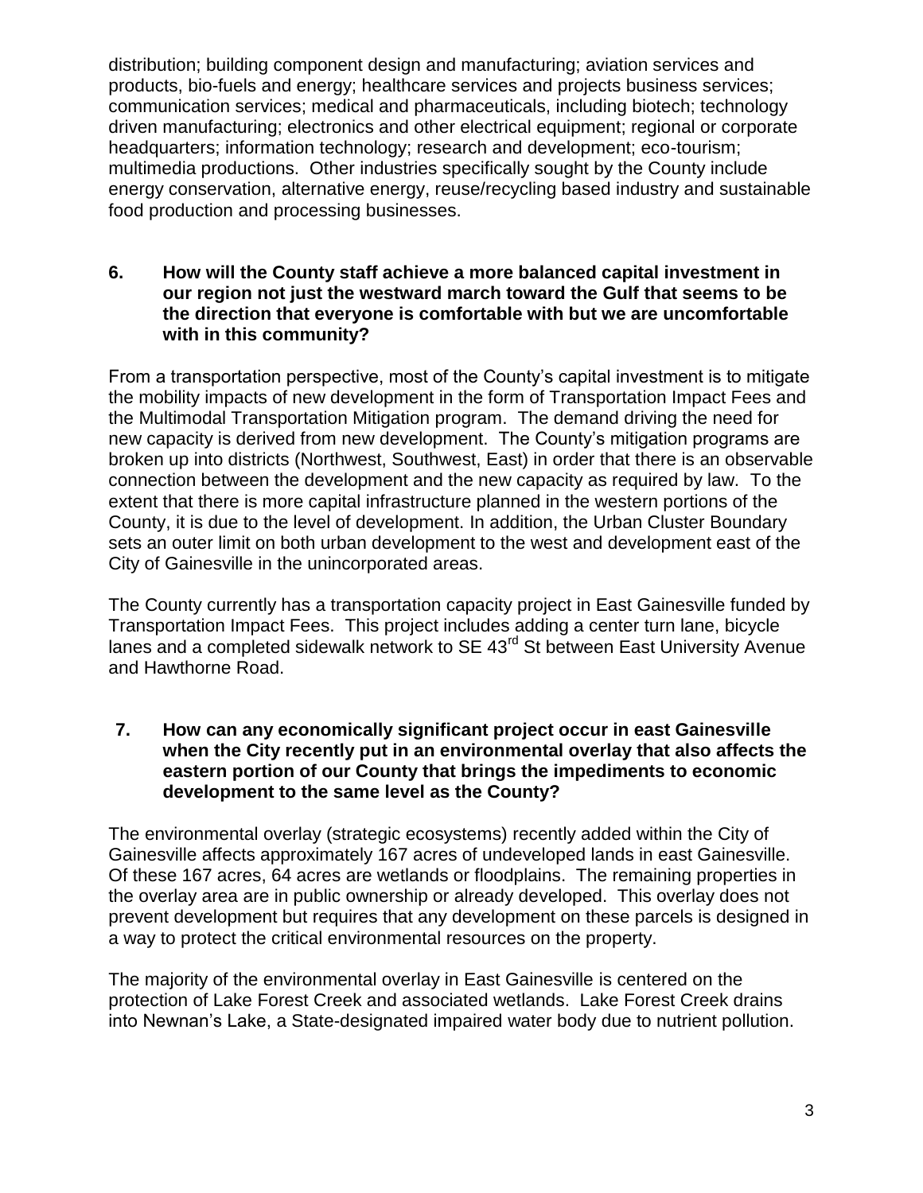distribution; building component design and manufacturing; aviation services and products, bio-fuels and energy; healthcare services and projects business services; communication services; medical and pharmaceuticals, including biotech; technology driven manufacturing; electronics and other electrical equipment; regional or corporate headquarters; information technology; research and development; eco-tourism; multimedia productions. Other industries specifically sought by the County include energy conservation, alternative energy, reuse/recycling based industry and sustainable food production and processing businesses.

**6. How will the County staff achieve a more balanced capital investment in our region not just the westward march toward the Gulf that seems to be the direction that everyone is comfortable with but we are uncomfortable with in this community?**

From a transportation perspective, most of the County's capital investment is to mitigate the mobility impacts of new development in the form of Transportation Impact Fees and the Multimodal Transportation Mitigation program. The demand driving the need for new capacity is derived from new development. The County's mitigation programs are broken up into districts (Northwest, Southwest, East) in order that there is an observable connection between the development and the new capacity as required by law. To the extent that there is more capital infrastructure planned in the western portions of the County, it is due to the level of development. In addition, the Urban Cluster Boundary sets an outer limit on both urban development to the west and development east of the City of Gainesville in the unincorporated areas.

The County currently has a transportation capacity project in East Gainesville funded by Transportation Impact Fees. This project includes adding a center turn lane, bicycle lanes and a completed sidewalk network to SE 43rd St between East University Avenue and Hawthorne Road.

**7. How can any economically significant project occur in east Gainesville when the City recently put in an environmental overlay that also affects the eastern portion of our County that brings the impediments to economic development to the same level as the County?**

The environmental overlay (strategic ecosystems) recently added within the City of Gainesville affects approximately 167 acres of undeveloped lands in east Gainesville. Of these 167 acres, 64 acres are wetlands or floodplains. The remaining properties in the overlay area are in public ownership or already developed. This overlay does not prevent development but requires that any development on these parcels is designed in a way to protect the critical environmental resources on the property.

The majority of the environmental overlay in East Gainesville is centered on the protection of Lake Forest Creek and associated wetlands. Lake Forest Creek drains into Newnan's Lake, a State-designated impaired water body due to nutrient pollution.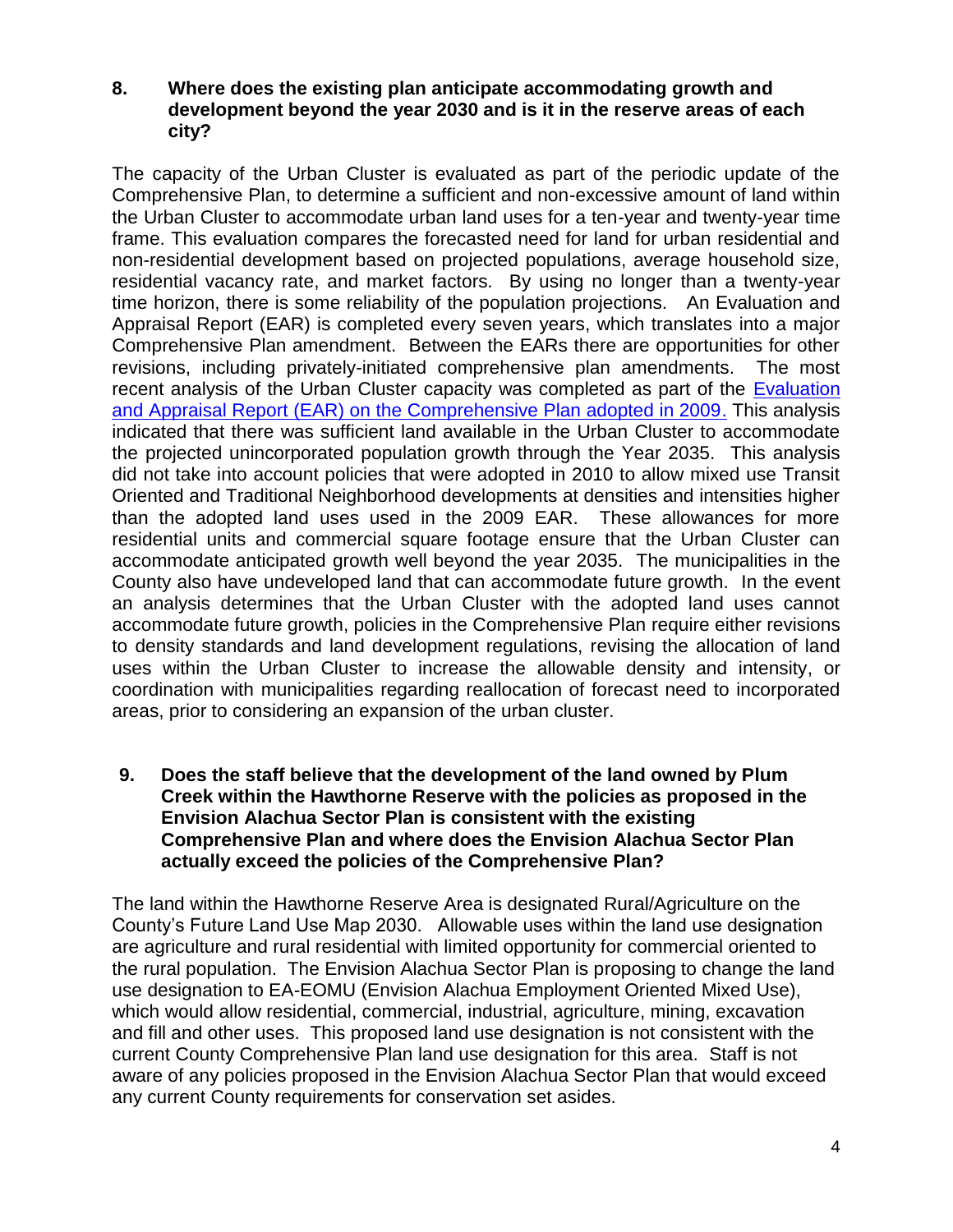**8. Where does the existing plan anticipate accommodating growth and development beyond the year 2030 and is it in the reserve areas of each city?**

The capacity of the Urban Cluster is evaluated as part of the periodic update of the Comprehensive Plan, to determine a sufficient and non-excessive amount of land within the Urban Cluster to accommodate urban land uses for a ten-year and twenty-year time frame. This evaluation compares the forecasted need for land for urban residential and non-residential development based on projected populations, average household size, residential vacancy rate, and market factors. By using no longer than a twenty-year time horizon, there is some reliability of the population projections. An Evaluation and Appraisal Report (EAR) is completed every seven years, which translates into a major Comprehensive Plan amendment. Between the EARs there are opportunities for other revisions, including privately-initiated comprehensive plan amendments. The most recent analysis of the Urban Cluster capacity was completed as part of the Evaluation and Appraisal Report (EAR) on the Comprehensive Plan adopted in 2009. This analysis indicated that there was sufficient land available in the Urban Cluster to accommodate the projected unincorporated population growth through the Year 2035. This analysis did not take into account policies that were adopted in 2010 to allow mixed use Transit Oriented and Traditional Neighborhood developments at densities and intensities higher than the adopted land uses used in the 2009 EAR. These allowances for more residential units and commercial square footage ensure that the Urban Cluster can accommodate anticipated growth well beyond the year 2035. The municipalities in the County also have undeveloped land that can accommodate future growth. In the event an analysis determines that the Urban Cluster with the adopted land uses cannot accommodate future growth, policies in the Comprehensive Plan require either revisions to density standards and land development regulations, revising the allocation of land uses within the Urban Cluster to increase the allowable density and intensity, or coordination with municipalities regarding reallocation of forecast need to incorporated areas, prior to considering an expansion of the urban cluster.

**9. Does the staff believe that the development of the land owned by Plum Creek within the Hawthorne Reserve with the policies as proposed in the Envision Alachua Sector Plan is consistent with the existing Comprehensive Plan and where does the Envision Alachua Sector Plan actually exceed the policies of the Comprehensive Plan?**

The land within the Hawthorne Reserve Area is designated Rural/Agriculture on the County's Future Land Use Map 2030. Allowable uses within the land use designation are agriculture and rural residential with limited opportunity for commercial oriented to the rural population. The Envision Alachua Sector Plan is proposing to change the land use designation to EA-EOMU (Envision Alachua Employment Oriented Mixed Use), which would allow residential, commercial, industrial, agriculture, mining, excavation and fill and other uses. This proposed land use designation is not consistent with the current County Comprehensive Plan land use designation for this area. Staff is not aware of any policies proposed in the Envision Alachua Sector Plan that would exceed any current County requirements for conservation set asides.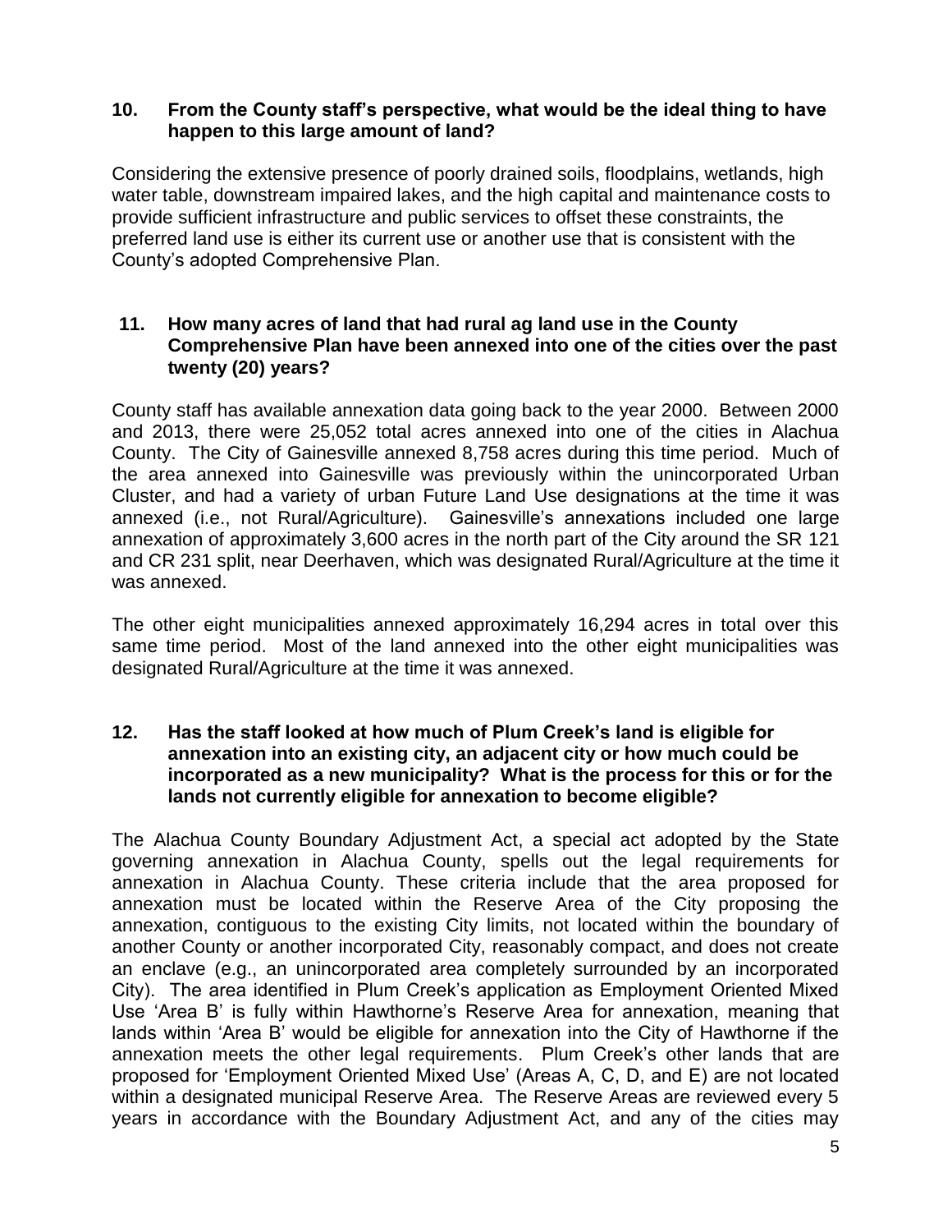**10. From the County staff's perspective, what would be the ideal thing to have happen to this large amount of land?**

Considering the extensive presence of poorly drained soils, floodplains, wetlands, high water table, downstream impaired lakes, and the high capital and maintenance costs to provide sufficient infrastructure and public services to offset these constraints, the preferred land use is either its current use or another use that is consistent with the County's adopted Comprehensive Plan.

**11. How many acres of land that had rural ag land use in the County Comprehensive Plan have been annexed into one of the cities over the past twenty (20) years?**

County staff has available annexation data going back to the year 2000. Between 2000 and 2013, there were 25,052 total acres annexed into one of the cities in Alachua County. The City of Gainesville annexed 8,758 acres during this time period. Much of the area annexed into Gainesville was previously within the unincorporated Urban Cluster, and had a variety of urban Future Land Use designations at the time it was annexed (i.e., not Rural/Agriculture). Gainesville's annexations included one large annexation of approximately 3,600 acres in the north part of the City around the SR 121 and CR 231 split, near Deerhaven, which was designated Rural/Agriculture at the time it was annexed.

The other eight municipalities annexed approximately 16,294 acres in total over this same time period. Most of the land annexed into the other eight municipalities was designated Rural/Agriculture at the time it was annexed.

**12. Has the staff looked at how much of Plum Creek's land is eligible for annexation into an existing city, an adjacent city or how much could be incorporated as a new municipality? What is the process for this or for the lands not currently eligible for annexation to become eligible?**

The Alachua County Boundary Adjustment Act, a special act adopted by the State governing annexation in Alachua County, spells out the legal requirements for annexation in Alachua County. These criteria include that the area proposed for annexation must be located within the Reserve Area of the City proposing the annexation, contiguous to the existing City limits, not located within the boundary of another County or another incorporated City, reasonably compact, and does not create an enclave (e.g., an unincorporated area completely surrounded by an incorporated City). The area identified in Plum Creek's application as Employment Oriented Mixed Use 'Area B' is fully within Hawthorne's Reserve Area for annexation, meaning that lands within 'Area B' would be eligible for annexation into the City of Hawthorne if the annexation meets the other legal requirements. Plum Creek's other lands that are proposed for 'Employment Oriented Mixed Use' (Areas A, C, D, and E) are not located within a designated municipal Reserve Area. The Reserve Areas are reviewed every 5 years in accordance with the Boundary Adjustment Act, and any of the cities may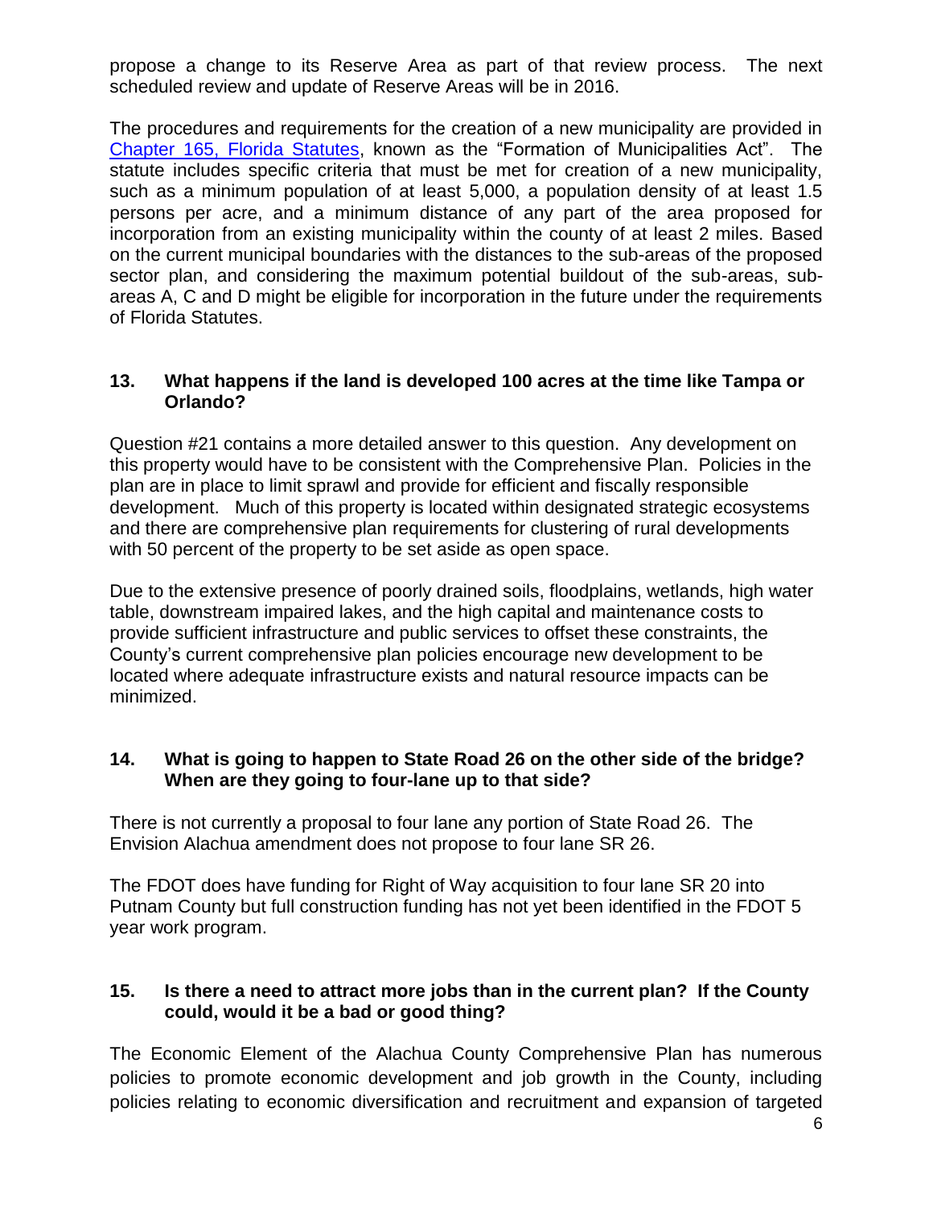propose a change to its Reserve Area as part of that review process. The next scheduled review and update of Reserve Areas will be in 2016.

The procedures and requirements for the creation of a new municipality are provided in Chapter 165, Florida Statutes, known as the "Formation of Municipalities Act". The statute includes specific criteria that must be met for creation of a new municipality, such as a minimum population of at least 5,000, a population density of at least 1.5 persons per acre, and a minimum distance of any part of the area proposed for incorporation from an existing municipality within the county of at least 2 miles. Based on the current municipal boundaries with the distances to the sub-areas of the proposed sector plan, and considering the maximum potential buildout of the sub-areas, sub-areas A, C and D might be eligible for incorporation in the future under the requirements of Florida Statutes.

**13. What happens if the land is developed 100 acres at the time like Tampa or Orlando?**

Question #21 contains a more detailed answer to this question. Any development on this property would have to be consistent with the Comprehensive Plan. Policies in the plan are in place to limit sprawl and provide for efficient and fiscally responsible development. Much of this property is located within designated strategic ecosystems and there are comprehensive plan requirements for clustering of rural developments with 50 percent of the property to be set aside as open space.

Due to the extensive presence of poorly drained soils, floodplains, wetlands, high water table, downstream impaired lakes, and the high capital and maintenance costs to provide sufficient infrastructure and public services to offset these constraints, the County's current comprehensive plan policies encourage new development to be located where adequate infrastructure exists and natural resource impacts can be minimized.

**14. What is going to happen to State Road 26 on the other side of the bridge? When are they going to four-lane up to that side?**

There is not currently a proposal to four lane any portion of State Road 26. The Envision Alachua amendment does not propose to four lane SR 26.

The FDOT does have funding for Right of Way acquisition to four lane SR 20 into Putnam County but full construction funding has not yet been identified in the FDOT 5 year work program.

**15. Is there a need to attract more jobs than in the current plan? If the County could, would it be a bad or good thing?**

The Economic Element of the Alachua County Comprehensive Plan has numerous policies to promote economic development and job growth in the County, including policies relating to economic diversification and recruitment and expansion of targeted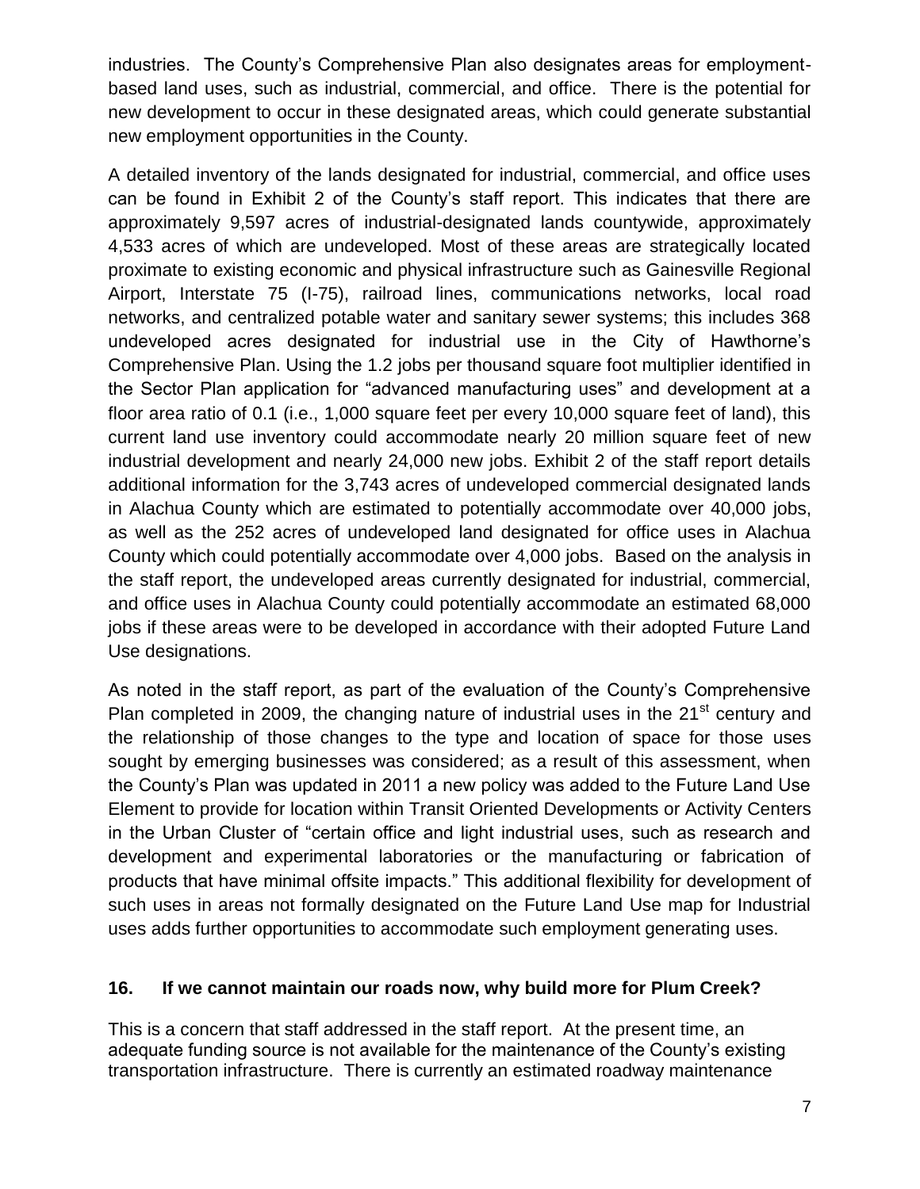industries. The County's Comprehensive Plan also designates areas for employment-based land uses, such as industrial, commercial, and office. There is the potential for new development to occur in these designated areas, which could generate substantial new employment opportunities in the County.

A detailed inventory of the lands designated for industrial, commercial, and office uses can be found in Exhibit 2 of the County's staff report. This indicates that there are approximately 9,597 acres of industrial-designated lands countywide, approximately 4,533 acres of which are undeveloped. Most of these areas are strategically located proximate to existing economic and physical infrastructure such as Gainesville Regional Airport, Interstate 75 (I-75), railroad lines, communications networks, local road networks, and centralized potable water and sanitary sewer systems; this includes 368 undeveloped acres designated for industrial use in the City of Hawthorne's Comprehensive Plan. Using the 1.2 jobs per thousand square foot multiplier identified in the Sector Plan application for "advanced manufacturing uses" and development at a floor area ratio of 0.1 (i.e., 1,000 square feet per every 10,000 square feet of land), this current land use inventory could accommodate nearly 20 million square feet of new industrial development and nearly 24,000 new jobs. Exhibit 2 of the staff report details additional information for the 3,743 acres of undeveloped commercial designated lands in Alachua County which are estimated to potentially accommodate over 40,000 jobs, as well as the 252 acres of undeveloped land designated for office uses in Alachua County which could potentially accommodate over 4,000 jobs. Based on the analysis in the staff report, the undeveloped areas currently designated for industrial, commercial, and office uses in Alachua County could potentially accommodate an estimated 68,000 jobs if these areas were to be developed in accordance with their adopted Future Land Use designations.

As noted in the staff report, as part of the evaluation of the County's Comprehensive Plan completed in 2009, the changing nature of industrial uses in the 21st century and the relationship of those changes to the type and location of space for those uses sought by emerging businesses was considered; as a result of this assessment, when the County's Plan was updated in 2011 a new policy was added to the Future Land Use Element to provide for location within Transit Oriented Developments or Activity Centers in the Urban Cluster of "certain office and light industrial uses, such as research and development and experimental laboratories or the manufacturing or fabrication of products that have minimal offsite impacts." This additional flexibility for development of such uses in areas not formally designated on the Future Land Use map for Industrial uses adds further opportunities to accommodate such employment generating uses.

### 16. If we cannot maintain our roads now, why build more for Plum Creek?

This is a concern that staff addressed in the staff report. At the present time, an adequate funding source is not available for the maintenance of the County's existing transportation infrastructure. There is currently an estimated roadway maintenance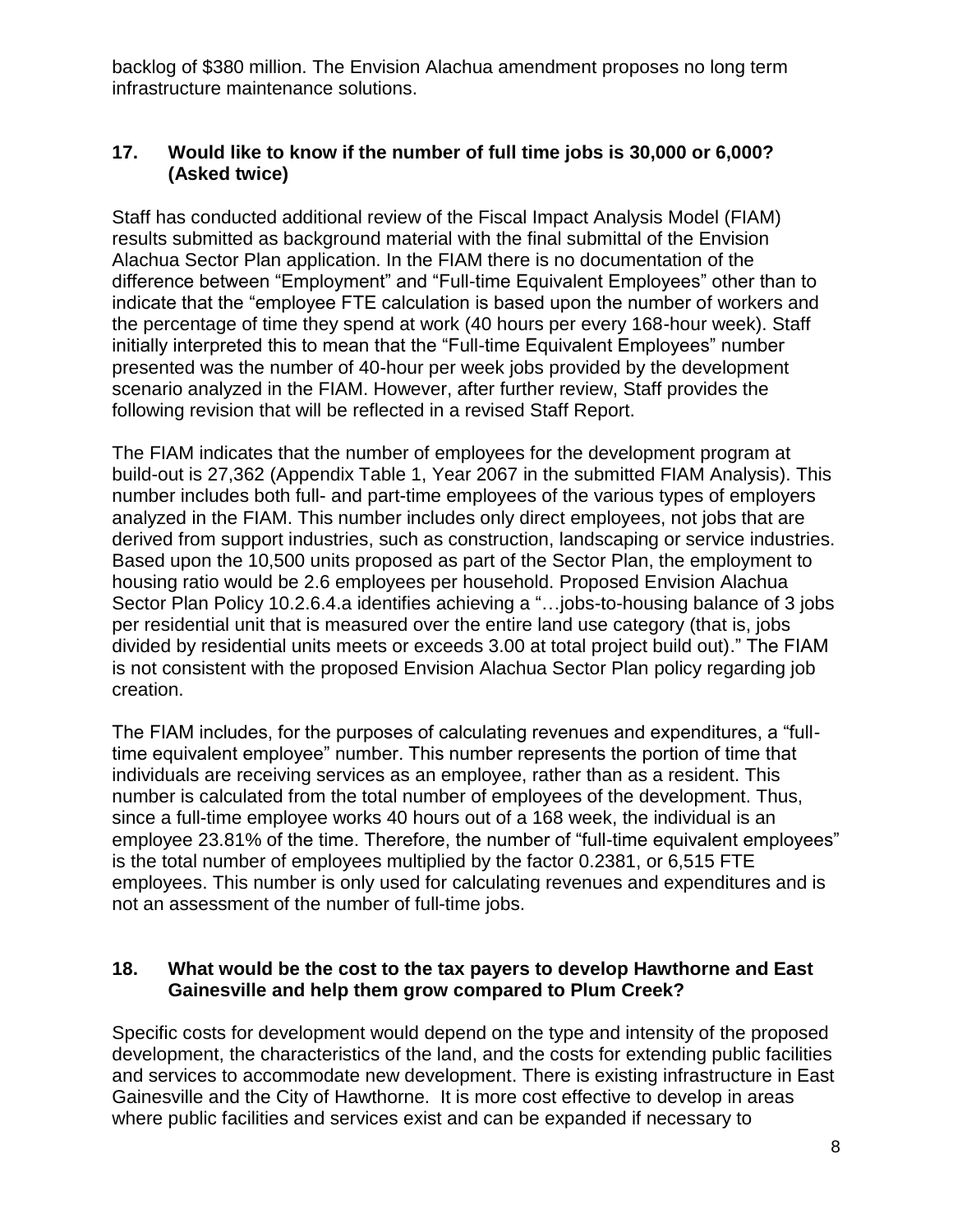backlog of $380 million. The Envision Alachua amendment proposes no long term infrastructure maintenance solutions.

**17. Would like to know if the number of full time jobs is 30,000 or 6,000? (Asked twice)**

Staff has conducted additional review of the Fiscal Impact Analysis Model (FIAM) results submitted as background material with the final submittal of the Envision Alachua Sector Plan application. In the FIAM there is no documentation of the difference between "Employment" and "Full-time Equivalent Employees" other than to indicate that the "employee FTE calculation is based upon the number of workers and the percentage of time they spend at work (40 hours per every 168-hour week). Staff initially interpreted this to mean that the "Full-time Equivalent Employees" number presented was the number of 40-hour per week jobs provided by the development scenario analyzed in the FIAM. However, after further review, Staff provides the following revision that will be reflected in a revised Staff Report.

The FIAM indicates that the number of employees for the development program at build-out is 27,362 (Appendix Table 1, Year 2067 in the submitted FIAM Analysis). This number includes both full- and part-time employees of the various types of employers analyzed in the FIAM. This number includes only direct employees, not jobs that are derived from support industries, such as construction, landscaping or service industries. Based upon the 10,500 units proposed as part of the Sector Plan, the employment to housing ratio would be 2.6 employees per household. Proposed Envision Alachua Sector Plan Policy 10.2.6.4.a identifies achieving a "…jobs-to-housing balance of 3 jobs per residential unit that is measured over the entire land use category (that is, jobs divided by residential units meets or exceeds 3.00 at total project build out)." The FIAM is not consistent with the proposed Envision Alachua Sector Plan policy regarding job creation.

The FIAM includes, for the purposes of calculating revenues and expenditures, a "full-time equivalent employee" number. This number represents the portion of time that individuals are receiving services as an employee, rather than as a resident. This number is calculated from the total number of employees of the development. Thus, since a full-time employee works 40 hours out of a 168 week, the individual is an employee 23.81% of the time. Therefore, the number of "full-time equivalent employees" is the total number of employees multiplied by the factor 0.2381, or 6,515 FTE employees. This number is only used for calculating revenues and expenditures and is not an assessment of the number of full-time jobs.

**18. What would be the cost to the tax payers to develop Hawthorne and East Gainesville and help them grow compared to Plum Creek?**

Specific costs for development would depend on the type and intensity of the proposed development, the characteristics of the land, and the costs for extending public facilities and services to accommodate new development. There is existing infrastructure in East Gainesville and the City of Hawthorne. It is more cost effective to develop in areas where public facilities and services exist and can be expanded if necessary to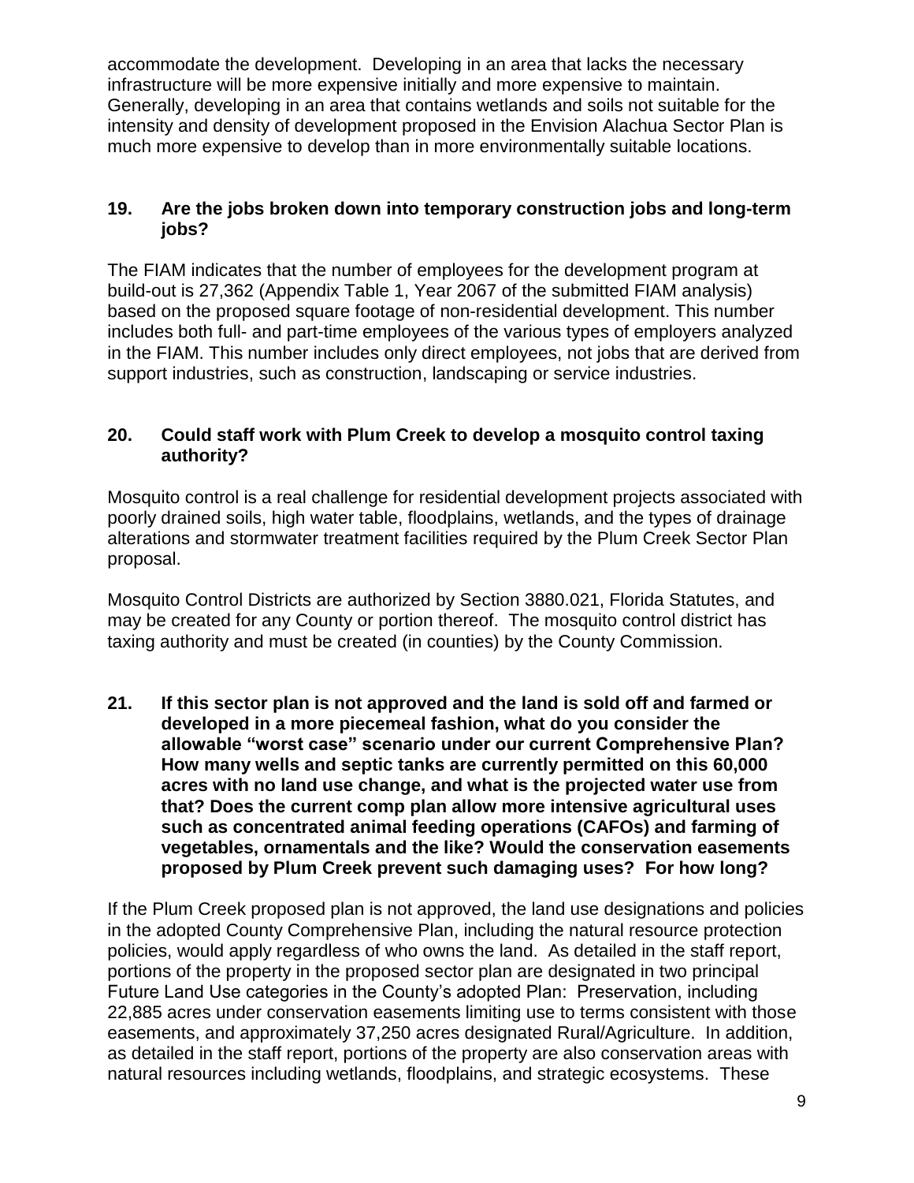accommodate the development. Developing in an area that lacks the necessary infrastructure will be more expensive initially and more expensive to maintain. Generally, developing in an area that contains wetlands and soils not suitable for the intensity and density of development proposed in the Envision Alachua Sector Plan is much more expensive to develop than in more environmentally suitable locations.

**19. Are the jobs broken down into temporary construction jobs and long-term jobs?**

The FIAM indicates that the number of employees for the development program at build-out is 27,362 (Appendix Table 1, Year 2067 of the submitted FIAM analysis) based on the proposed square footage of non-residential development. This number includes both full- and part-time employees of the various types of employers analyzed in the FIAM. This number includes only direct employees, not jobs that are derived from support industries, such as construction, landscaping or service industries.

**20. Could staff work with Plum Creek to develop a mosquito control taxing authority?**

Mosquito control is a real challenge for residential development projects associated with poorly drained soils, high water table, floodplains, wetlands, and the types of drainage alterations and stormwater treatment facilities required by the Plum Creek Sector Plan proposal.

Mosquito Control Districts are authorized by Section 3880.021, Florida Statutes, and may be created for any County or portion thereof. The mosquito control district has taxing authority and must be created (in counties) by the County Commission.

**21. If this sector plan is not approved and the land is sold off and farmed or developed in a more piecemeal fashion, what do you consider the allowable "worst case" scenario under our current Comprehensive Plan? How many wells and septic tanks are currently permitted on this 60,000 acres with no land use change, and what is the projected water use from that? Does the current comp plan allow more intensive agricultural uses such as concentrated animal feeding operations (CAFOs) and farming of vegetables, ornamentals and the like? Would the conservation easements proposed by Plum Creek prevent such damaging uses? For how long?**

If the Plum Creek proposed plan is not approved, the land use designations and policies in the adopted County Comprehensive Plan, including the natural resource protection policies, would apply regardless of who owns the land. As detailed in the staff report, portions of the property in the proposed sector plan are designated in two principal Future Land Use categories in the County's adopted Plan: Preservation, including 22,885 acres under conservation easements limiting use to terms consistent with those easements, and approximately 37,250 acres designated Rural/Agriculture. In addition, as detailed in the staff report, portions of the property are also conservation areas with natural resources including wetlands, floodplains, and strategic ecosystems. These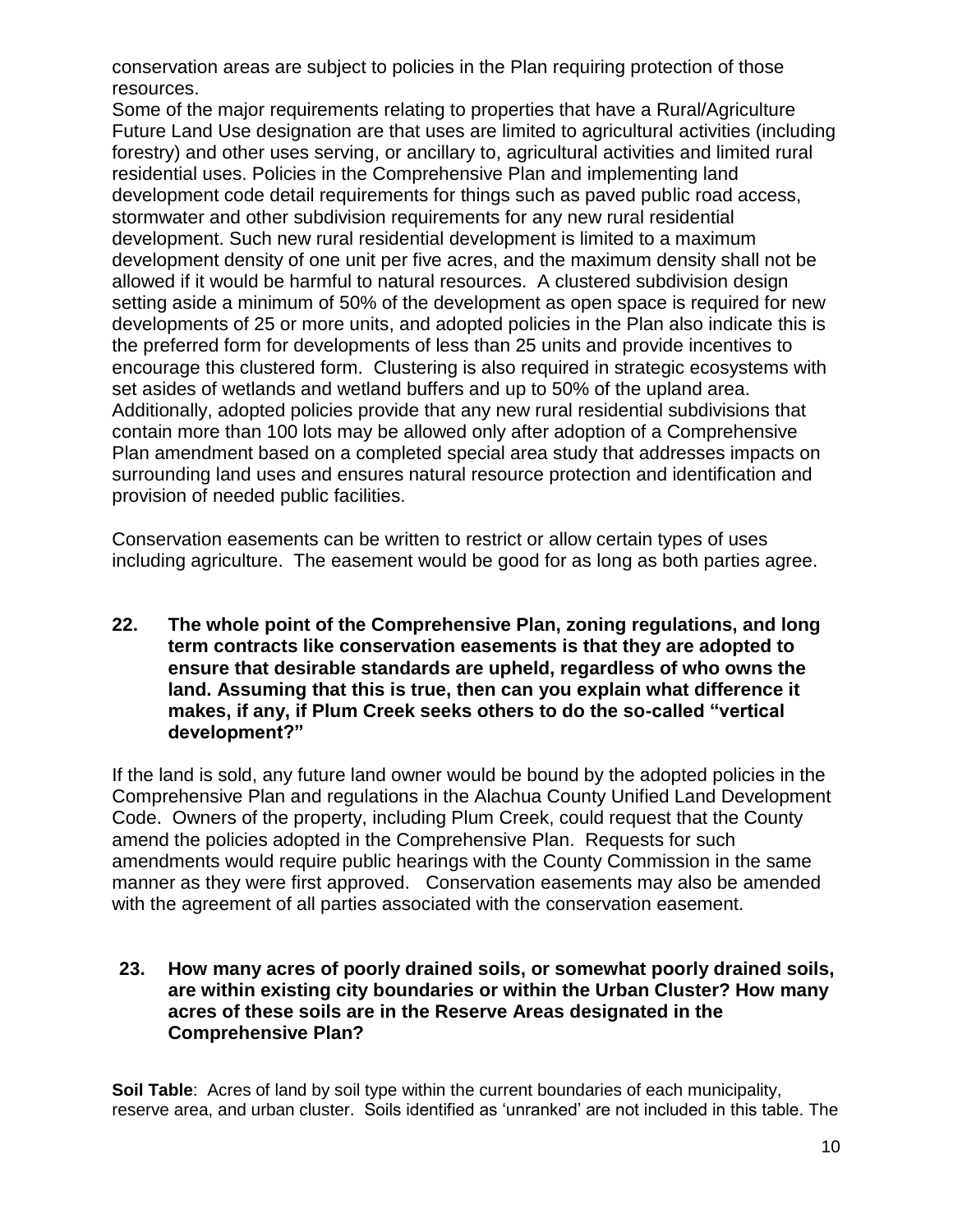conservation areas are subject to policies in the Plan requiring protection of those resources.

Some of the major requirements relating to properties that have a Rural/Agriculture Future Land Use designation are that uses are limited to agricultural activities (including forestry) and other uses serving, or ancillary to, agricultural activities and limited rural residential uses. Policies in the Comprehensive Plan and implementing land development code detail requirements for things such as paved public road access, stormwater and other subdivision requirements for any new rural residential development. Such new rural residential development is limited to a maximum development density of one unit per five acres, and the maximum density shall not be allowed if it would be harmful to natural resources. A clustered subdivision design setting aside a minimum of 50% of the development as open space is required for new developments of 25 or more units, and adopted policies in the Plan also indicate this is the preferred form for developments of less than 25 units and provide incentives to encourage this clustered form. Clustering is also required in strategic ecosystems with set asides of wetlands and wetland buffers and up to 50% of the upland area. Additionally, adopted policies provide that any new rural residential subdivisions that contain more than 100 lots may be allowed only after adoption of a Comprehensive Plan amendment based on a completed special area study that addresses impacts on surrounding land uses and ensures natural resource protection and identification and provision of needed public facilities.

Conservation easements can be written to restrict or allow certain types of uses including agriculture. The easement would be good for as long as both parties agree.

**22. The whole point of the Comprehensive Plan, zoning regulations, and long term contracts like conservation easements is that they are adopted to ensure that desirable standards are upheld, regardless of who owns the land. Assuming that this is true, then can you explain what difference it makes, if any, if Plum Creek seeks others to do the so-called "vertical development?"**

If the land is sold, any future land owner would be bound by the adopted policies in the Comprehensive Plan and regulations in the Alachua County Unified Land Development Code. Owners of the property, including Plum Creek, could request that the County amend the policies adopted in the Comprehensive Plan. Requests for such amendments would require public hearings with the County Commission in the same manner as they were first approved. Conservation easements may also be amended with the agreement of all parties associated with the conservation easement.

**23. How many acres of poorly drained soils, or somewhat poorly drained soils, are within existing city boundaries or within the Urban Cluster? How many acres of these soils are in the Reserve Areas designated in the Comprehensive Plan?**

**Soil Table**: Acres of land by soil type within the current boundaries of each municipality, reserve area, and urban cluster. Soils identified as 'unranked' are not included in this table. The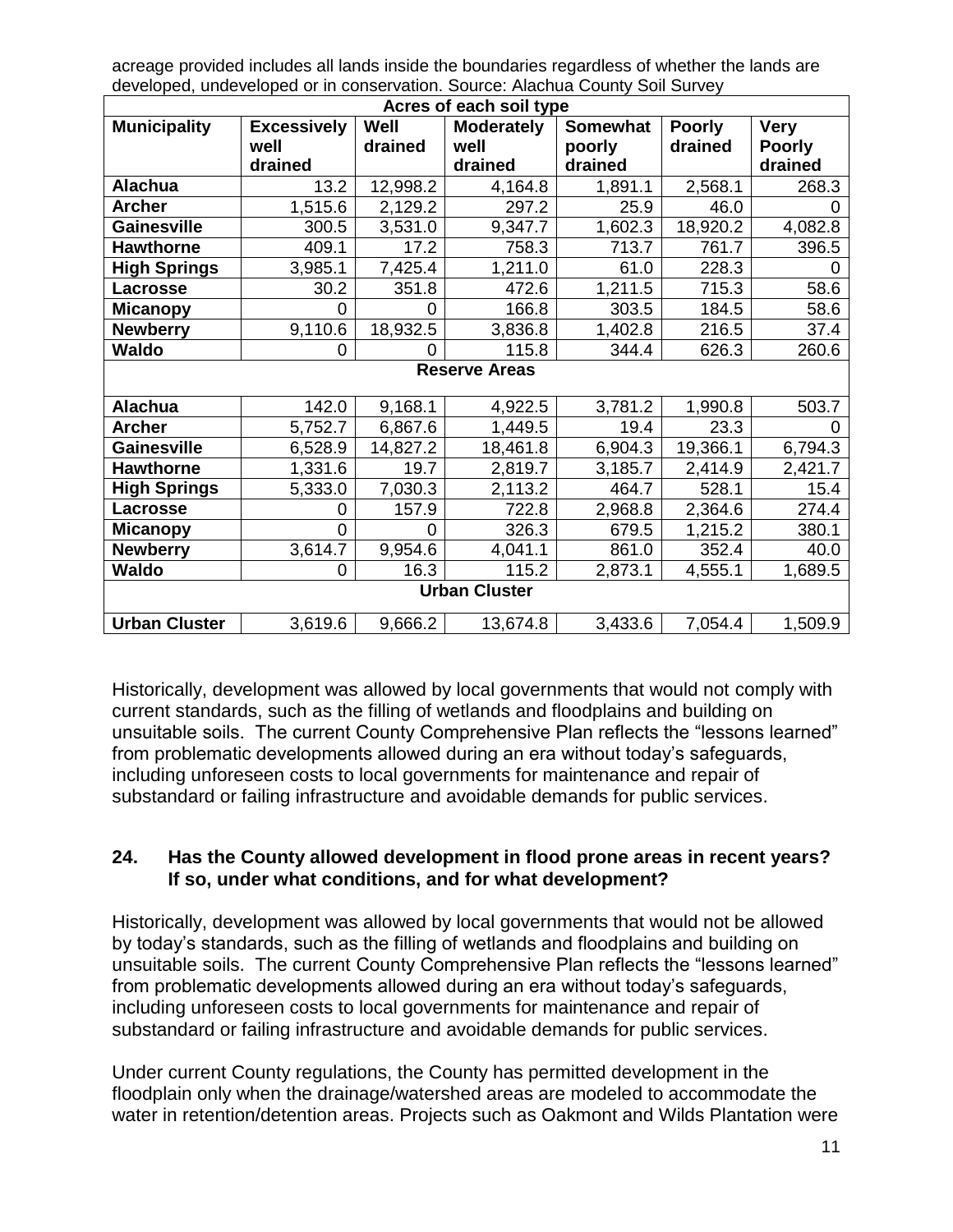acreage provided includes all lands inside the boundaries regardless of whether the lands are developed, undeveloped or in conservation. Source: Alachua County Soil Survey

| Acres of each soil type | | | | | | |
|---|---|---|---|---|---|---|
| **Municipality** | **Excessively well drained** | **Well drained** | **Moderately well drained** | **Somewhat poorly drained** | **Poorly drained** | **Very Poorly drained** |
| **Alachua** | 13.2 | 12,998.2 | 4,164.8 | 1,891.1 | 2,568.1 | 268.3 |
| **Archer** | 1,515.6 | 2,129.2 | 297.2 | 25.9 | 46.0 | 0 |
| **Gainesville** | 300.5 | 3,531.0 | 9,347.7 | 1,602.3 | 18,920.2 | 4,082.8 |
| **Hawthorne** | 409.1 | 17.2 | 758.3 | 713.7 | 761.7 | 396.5 |
| **High Springs** | 3,985.1 | 7,425.4 | 1,211.0 | 61.0 | 228.3 | 0 |
| **Lacrosse** | 30.2 | 351.8 | 472.6 | 1,211.5 | 715.3 | 58.6 |
| **Micanopy** | 0 | 0 | 166.8 | 303.5 | 184.5 | 58.6 |
| **Newberry** | 9,110.6 | 18,932.5 | 3,836.8 | 1,402.8 | 216.5 | 37.4 |
| **Waldo** | 0 | 0 | 115.8 | 344.4 | 626.3 | 260.6 |
| **Reserve Areas** | | | | | | |
| **Alachua** | 142.0 | 9,168.1 | 4,922.5 | 3,781.2 | 1,990.8 | 503.7 |
| **Archer** | 5,752.7 | 6,867.6 | 1,449.5 | 19.4 | 23.3 | 0 |
| **Gainesville** | 6,528.9 | 14,827.2 | 18,461.8 | 6,904.3 | 19,366.1 | 6,794.3 |
| **Hawthorne** | 1,331.6 | 19.7 | 2,819.7 | 3,185.7 | 2,414.9 | 2,421.7 |
| **High Springs** | 5,333.0 | 7,030.3 | 2,113.2 | 464.7 | 528.1 | 15.4 |
| **Lacrosse** | 0 | 157.9 | 722.8 | 2,968.8 | 2,364.6 | 274.4 |
| **Micanopy** | 0 | 0 | 326.3 | 679.5 | 1,215.2 | 380.1 |
| **Newberry** | 3,614.7 | 9,954.6 | 4,041.1 | 861.0 | 352.4 | 40.0 |
| **Waldo** | 0 | 16.3 | 115.2 | 2,873.1 | 4,555.1 | 1,689.5 |
| **Urban Cluster** | | | | | | |
| **Urban Cluster** | 3,619.6 | 9,666.2 | 13,674.8 | 3,433.6 | 7,054.4 | 1,509.9 |

Historically, development was allowed by local governments that would not comply with current standards, such as the filling of wetlands and floodplains and building on unsuitable soils. The current County Comprehensive Plan reflects the "lessons learned" from problematic developments allowed during an era without today's safeguards, including unforeseen costs to local governments for maintenance and repair of substandard or failing infrastructure and avoidable demands for public services.

## 24. Has the County allowed development in flood prone areas in recent years? If so, under what conditions, and for what development?

Historically, development was allowed by local governments that would not be allowed by today's standards, such as the filling of wetlands and floodplains and building on unsuitable soils. The current County Comprehensive Plan reflects the "lessons learned" from problematic developments allowed during an era without today's safeguards, including unforeseen costs to local governments for maintenance and repair of substandard or failing infrastructure and avoidable demands for public services.

Under current County regulations, the County has permitted development in the floodplain only when the drainage/watershed areas are modeled to accommodate the water in retention/detention areas. Projects such as Oakmont and Wilds Plantation were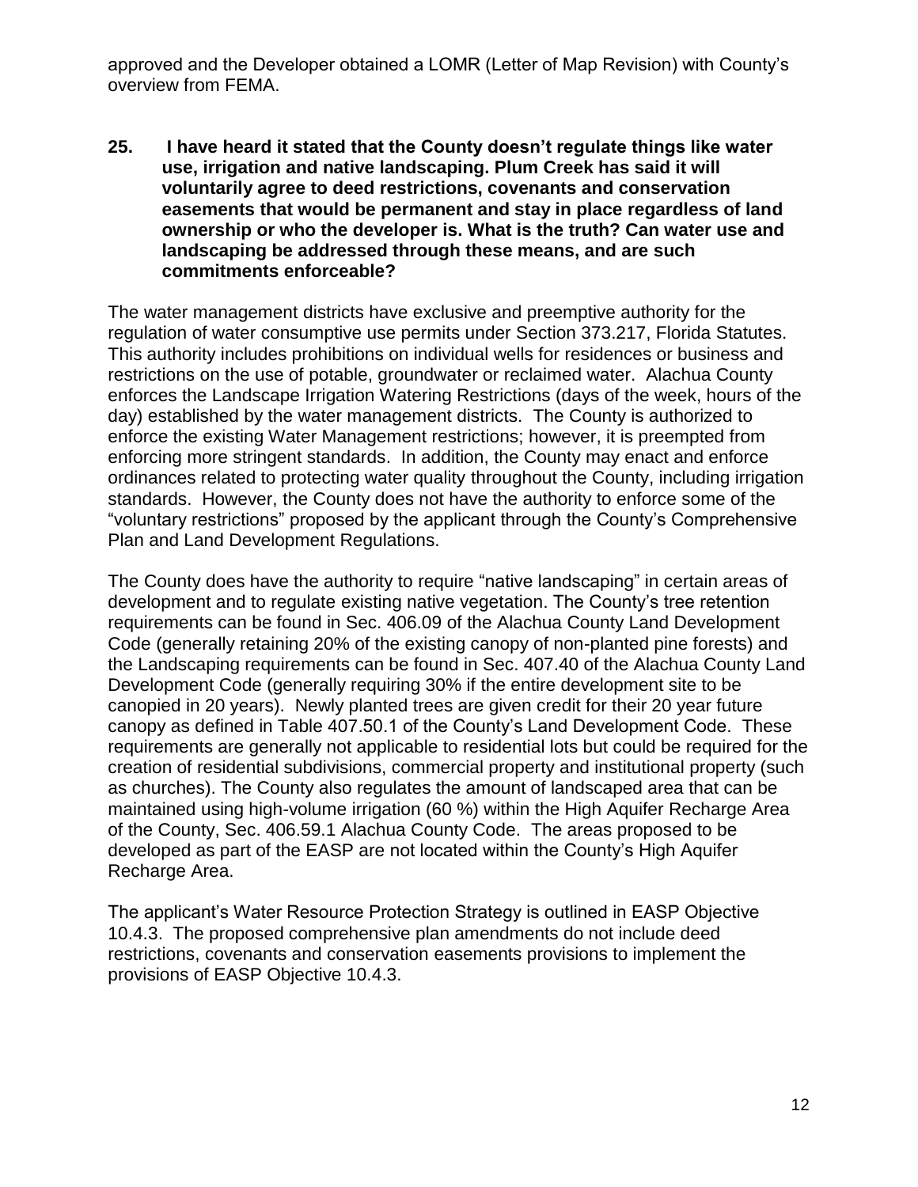approved and the Developer obtained a LOMR (Letter of Map Revision) with County's overview from FEMA.

**25. I have heard it stated that the County doesn't regulate things like water use, irrigation and native landscaping. Plum Creek has said it will voluntarily agree to deed restrictions, covenants and conservation easements that would be permanent and stay in place regardless of land ownership or who the developer is. What is the truth? Can water use and landscaping be addressed through these means, and are such commitments enforceable?**

The water management districts have exclusive and preemptive authority for the regulation of water consumptive use permits under Section 373.217, Florida Statutes. This authority includes prohibitions on individual wells for residences or business and restrictions on the use of potable, groundwater or reclaimed water. Alachua County enforces the Landscape Irrigation Watering Restrictions (days of the week, hours of the day) established by the water management districts. The County is authorized to enforce the existing Water Management restrictions; however, it is preempted from enforcing more stringent standards. In addition, the County may enact and enforce ordinances related to protecting water quality throughout the County, including irrigation standards. However, the County does not have the authority to enforce some of the "voluntary restrictions" proposed by the applicant through the County's Comprehensive Plan and Land Development Regulations.

The County does have the authority to require "native landscaping" in certain areas of development and to regulate existing native vegetation. The County's tree retention requirements can be found in Sec. 406.09 of the Alachua County Land Development Code (generally retaining 20% of the existing canopy of non-planted pine forests) and the Landscaping requirements can be found in Sec. 407.40 of the Alachua County Land Development Code (generally requiring 30% if the entire development site to be canopied in 20 years). Newly planted trees are given credit for their 20 year future canopy as defined in Table 407.50.1 of the County's Land Development Code. These requirements are generally not applicable to residential lots but could be required for the creation of residential subdivisions, commercial property and institutional property (such as churches). The County also regulates the amount of landscaped area that can be maintained using high-volume irrigation (60 %) within the High Aquifer Recharge Area of the County, Sec. 406.59.1 Alachua County Code. The areas proposed to be developed as part of the EASP are not located within the County's High Aquifer Recharge Area.

The applicant's Water Resource Protection Strategy is outlined in EASP Objective 10.4.3. The proposed comprehensive plan amendments do not include deed restrictions, covenants and conservation easements provisions to implement the provisions of EASP Objective 10.4.3.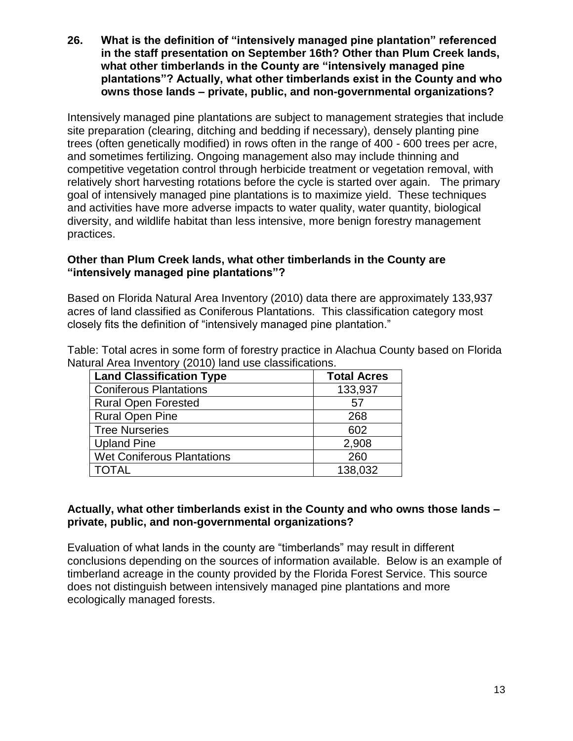**26. What is the definition of "intensively managed pine plantation" referenced in the staff presentation on September 16th? Other than Plum Creek lands, what other timberlands in the County are "intensively managed pine plantations"? Actually, what other timberlands exist in the County and who owns those lands – private, public, and non-governmental organizations?**

Intensively managed pine plantations are subject to management strategies that include site preparation (clearing, ditching and bedding if necessary), densely planting pine trees (often genetically modified) in rows often in the range of 400 - 600 trees per acre, and sometimes fertilizing. Ongoing management also may include thinning and competitive vegetation control through herbicide treatment or vegetation removal, with relatively short harvesting rotations before the cycle is started over again. The primary goal of intensively managed pine plantations is to maximize yield. These techniques and activities have more adverse impacts to water quality, water quantity, biological diversity, and wildlife habitat than less intensive, more benign forestry management practices.

**Other than Plum Creek lands, what other timberlands in the County are "intensively managed pine plantations"?**

Based on Florida Natural Area Inventory (2010) data there are approximately 133,937 acres of land classified as Coniferous Plantations. This classification category most closely fits the definition of "intensively managed pine plantation."

Table: Total acres in some form of forestry practice in Alachua County based on Florida Natural Area Inventory (2010) land use classifications.

| Land Classification Type | Total Acres |
|---|---|
| Coniferous Plantations | 133,937 |
| Rural Open Forested | 57 |
| Rural Open Pine | 268 |
| Tree Nurseries | 602 |
| Upland Pine | 2,908 |
| Wet Coniferous Plantations | 260 |
| TOTAL | 138,032 |

**Actually, what other timberlands exist in the County and who owns those lands – private, public, and non-governmental organizations?**

Evaluation of what lands in the county are "timberlands" may result in different conclusions depending on the sources of information available. Below is an example of timberland acreage in the county provided by the Florida Forest Service. This source does not distinguish between intensively managed pine plantations and more ecologically managed forests.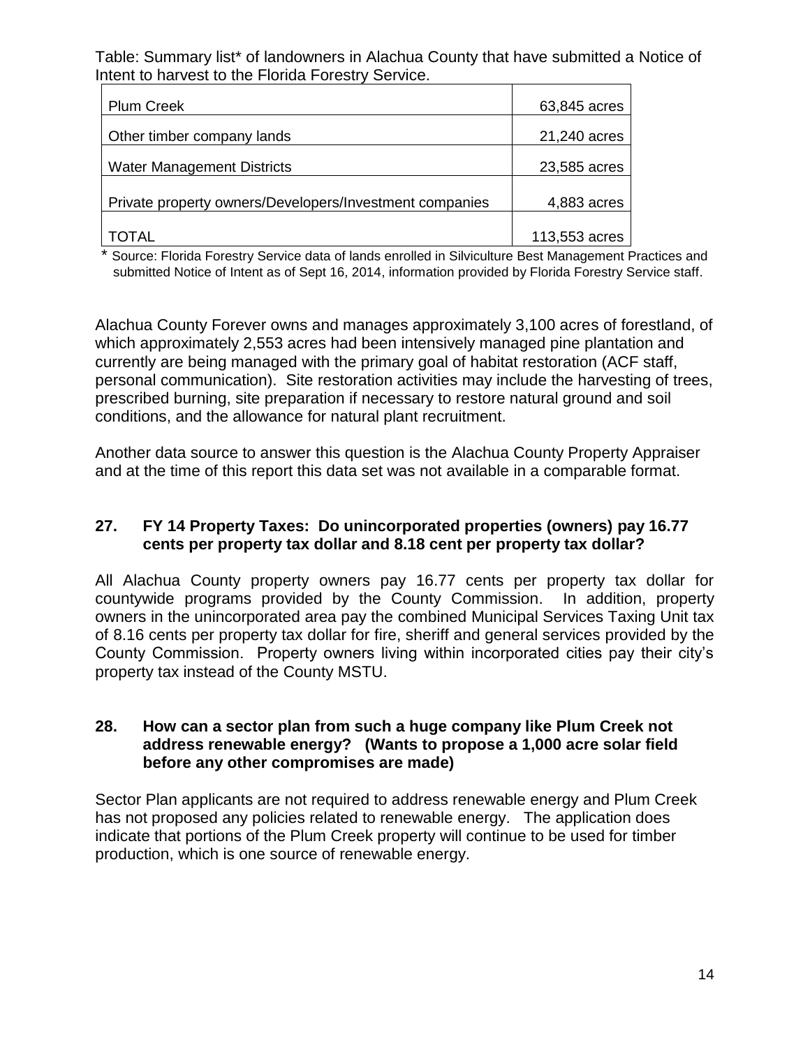Table: Summary list* of landowners in Alachua County that have submitted a Notice of Intent to harvest to the Florida Forestry Service.

| | |
|---|---|
| Plum Creek | 63,845 acres |
| Other timber company lands | 21,240 acres |
| Water Management Districts | 23,585 acres |
| Private property owners/Developers/Investment companies | 4,883 acres |
| TOTAL | 113,553 acres |

\* Source: Florida Forestry Service data of lands enrolled in Silviculture Best Management Practices and submitted Notice of Intent as of Sept 16, 2014, information provided by Florida Forestry Service staff.

Alachua County Forever owns and manages approximately 3,100 acres of forestland, of which approximately 2,553 acres had been intensively managed pine plantation and currently are being managed with the primary goal of habitat restoration (ACF staff, personal communication). Site restoration activities may include the harvesting of trees, prescribed burning, site preparation if necessary to restore natural ground and soil conditions, and the allowance for natural plant recruitment.

Another data source to answer this question is the Alachua County Property Appraiser and at the time of this report this data set was not available in a comparable format.

### 27. FY 14 Property Taxes: Do unincorporated properties (owners) pay 16.77 cents per property tax dollar and 8.18 cent per property tax dollar?

All Alachua County property owners pay 16.77 cents per property tax dollar for countywide programs provided by the County Commission. In addition, property owners in the unincorporated area pay the combined Municipal Services Taxing Unit tax of 8.16 cents per property tax dollar for fire, sheriff and general services provided by the County Commission. Property owners living within incorporated cities pay their city's property tax instead of the County MSTU.

### 28. How can a sector plan from such a huge company like Plum Creek not address renewable energy? (Wants to propose a 1,000 acre solar field before any other compromises are made)

Sector Plan applicants are not required to address renewable energy and Plum Creek has not proposed any policies related to renewable energy. The application does indicate that portions of the Plum Creek property will continue to be used for timber production, which is one source of renewable energy.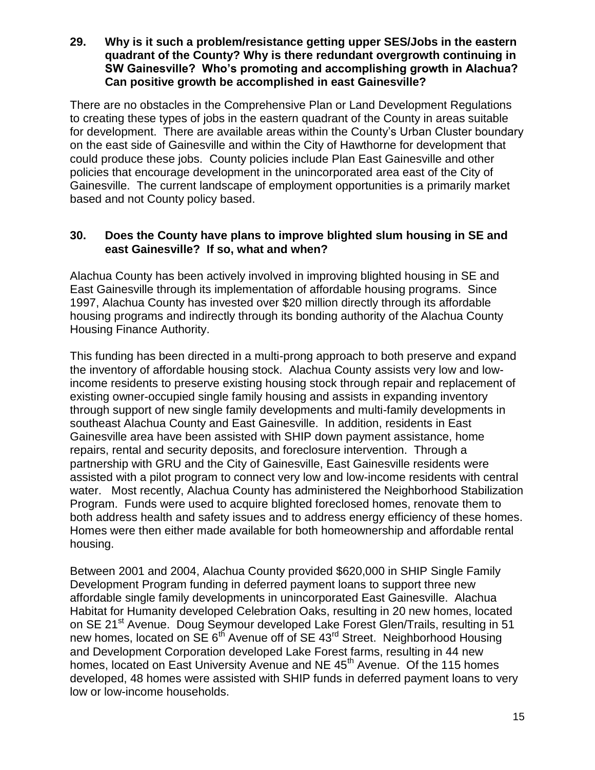**29. Why is it such a problem/resistance getting upper SES/Jobs in the eastern quadrant of the County? Why is there redundant overgrowth continuing in SW Gainesville? Who's promoting and accomplishing growth in Alachua? Can positive growth be accomplished in east Gainesville?**

There are no obstacles in the Comprehensive Plan or Land Development Regulations to creating these types of jobs in the eastern quadrant of the County in areas suitable for development. There are available areas within the County's Urban Cluster boundary on the east side of Gainesville and within the City of Hawthorne for development that could produce these jobs. County policies include Plan East Gainesville and other policies that encourage development in the unincorporated area east of the City of Gainesville. The current landscape of employment opportunities is a primarily market based and not County policy based.

**30. Does the County have plans to improve blighted slum housing in SE and east Gainesville? If so, what and when?**

Alachua County has been actively involved in improving blighted housing in SE and East Gainesville through its implementation of affordable housing programs. Since 1997, Alachua County has invested over $20 million directly through its affordable housing programs and indirectly through its bonding authority of the Alachua County Housing Finance Authority.

This funding has been directed in a multi-prong approach to both preserve and expand the inventory of affordable housing stock. Alachua County assists very low and low-income residents to preserve existing housing stock through repair and replacement of existing owner-occupied single family housing and assists in expanding inventory through support of new single family developments and multi-family developments in southeast Alachua County and East Gainesville. In addition, residents in East Gainesville area have been assisted with SHIP down payment assistance, home repairs, rental and security deposits, and foreclosure intervention. Through a partnership with GRU and the City of Gainesville, East Gainesville residents were assisted with a pilot program to connect very low and low-income residents with central water. Most recently, Alachua County has administered the Neighborhood Stabilization Program. Funds were used to acquire blighted foreclosed homes, renovate them to both address health and safety issues and to address energy efficiency of these homes. Homes were then either made available for both homeownership and affordable rental housing.

Between 2001 and 2004, Alachua County provided $620,000 in SHIP Single Family Development Program funding in deferred payment loans to support three new affordable single family developments in unincorporated East Gainesville. Alachua Habitat for Humanity developed Celebration Oaks, resulting in 20 new homes, located on SE 21st Avenue. Doug Seymour developed Lake Forest Glen/Trails, resulting in 51 new homes, located on SE 6th Avenue off of SE 43rd Street. Neighborhood Housing and Development Corporation developed Lake Forest farms, resulting in 44 new homes, located on East University Avenue and NE 45th Avenue. Of the 115 homes developed, 48 homes were assisted with SHIP funds in deferred payment loans to very low or low-income households.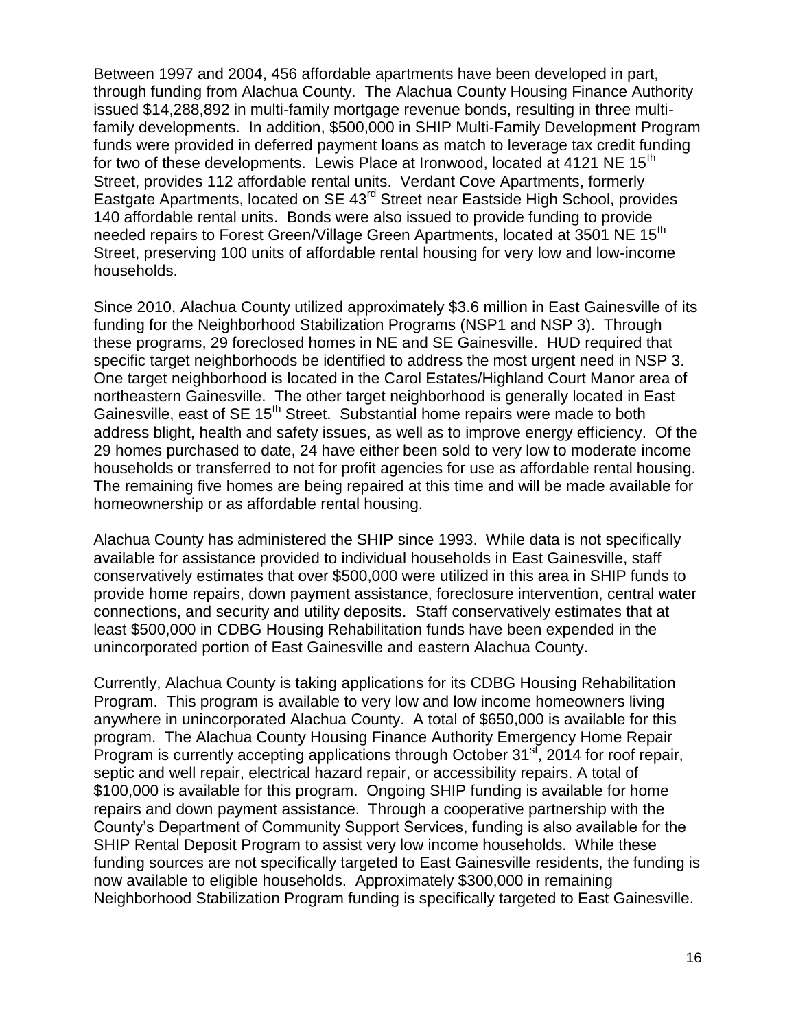Between 1997 and 2004, 456 affordable apartments have been developed in part, through funding from Alachua County. The Alachua County Housing Finance Authority issued $14,288,892 in multi-family mortgage revenue bonds, resulting in three multi-family developments. In addition, $500,000 in SHIP Multi-Family Development Program funds were provided in deferred payment loans as match to leverage tax credit funding for two of these developments. Lewis Place at Ironwood, located at 4121 NE 15th Street, provides 112 affordable rental units. Verdant Cove Apartments, formerly Eastgate Apartments, located on SE 43rd Street near Eastside High School, provides 140 affordable rental units. Bonds were also issued to provide funding to provide needed repairs to Forest Green/Village Green Apartments, located at 3501 NE 15th Street, preserving 100 units of affordable rental housing for very low and low-income households.

Since 2010, Alachua County utilized approximately $3.6 million in East Gainesville of its funding for the Neighborhood Stabilization Programs (NSP1 and NSP 3). Through these programs, 29 foreclosed homes in NE and SE Gainesville. HUD required that specific target neighborhoods be identified to address the most urgent need in NSP 3. One target neighborhood is located in the Carol Estates/Highland Court Manor area of northeastern Gainesville. The other target neighborhood is generally located in East Gainesville, east of SE 15th Street. Substantial home repairs were made to both address blight, health and safety issues, as well as to improve energy efficiency. Of the 29 homes purchased to date, 24 have either been sold to very low to moderate income households or transferred to not for profit agencies for use as affordable rental housing. The remaining five homes are being repaired at this time and will be made available for homeownership or as affordable rental housing.

Alachua County has administered the SHIP since 1993. While data is not specifically available for assistance provided to individual households in East Gainesville, staff conservatively estimates that over $500,000 were utilized in this area in SHIP funds to provide home repairs, down payment assistance, foreclosure intervention, central water connections, and security and utility deposits. Staff conservatively estimates that at least $500,000 in CDBG Housing Rehabilitation funds have been expended in the unincorporated portion of East Gainesville and eastern Alachua County.

Currently, Alachua County is taking applications for its CDBG Housing Rehabilitation Program. This program is available to very low and low income homeowners living anywhere in unincorporated Alachua County. A total of $650,000 is available for this program. The Alachua County Housing Finance Authority Emergency Home Repair Program is currently accepting applications through October 31st, 2014 for roof repair, septic and well repair, electrical hazard repair, or accessibility repairs. A total of $100,000 is available for this program. Ongoing SHIP funding is available for home repairs and down payment assistance. Through a cooperative partnership with the County's Department of Community Support Services, funding is also available for the SHIP Rental Deposit Program to assist very low income households. While these funding sources are not specifically targeted to East Gainesville residents, the funding is now available to eligible households. Approximately $300,000 in remaining Neighborhood Stabilization Program funding is specifically targeted to East Gainesville.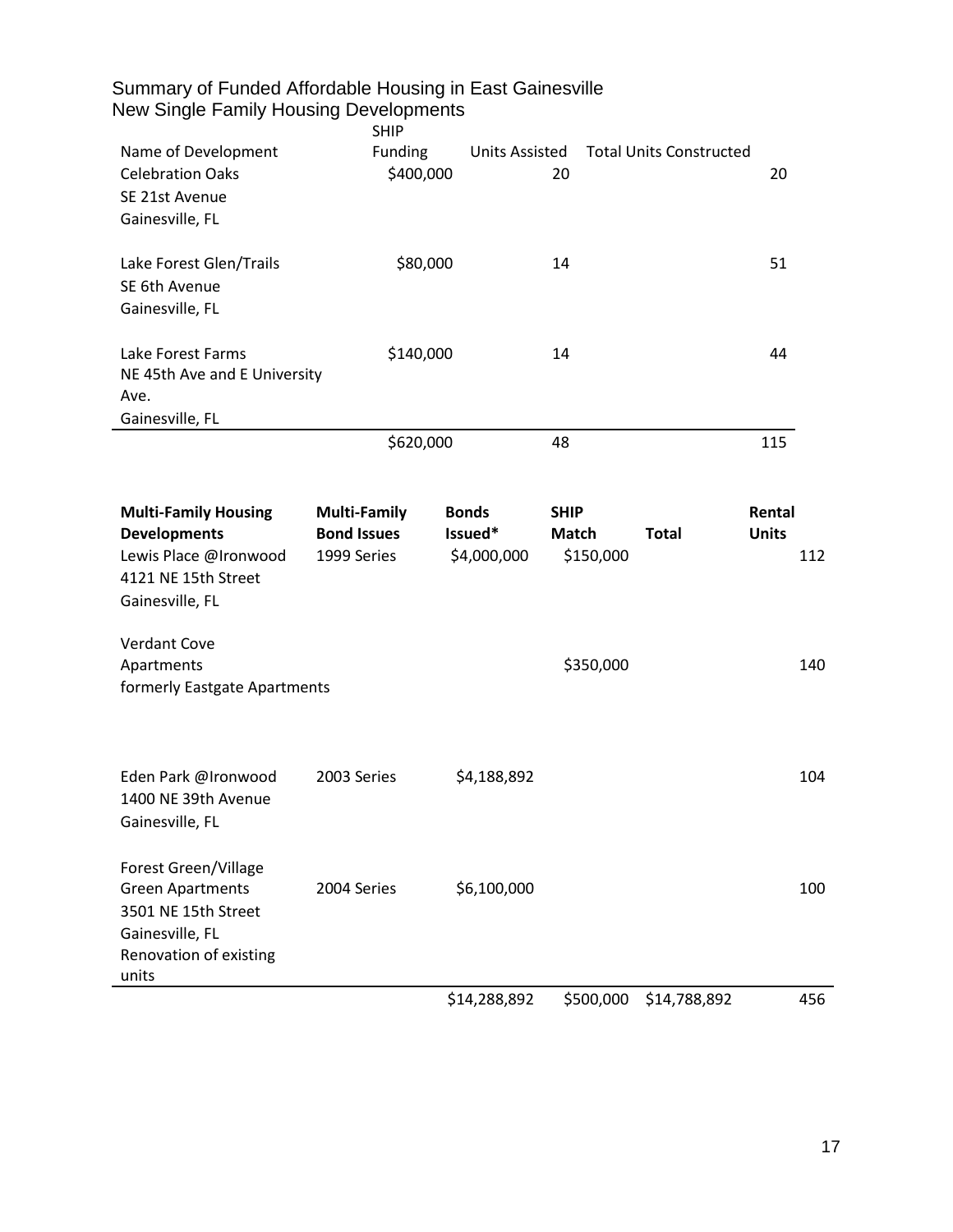# Summary of Funded Affordable Housing in East Gainesville

## New Single Family Housing Developments

| Name of Development | SHIP Funding | Units Assisted | Total Units Constructed |
|---|---|---|---|
| Celebration Oaks<br>SE 21st Avenue<br>Gainesville, FL | $400,000 | 20 | 20 |
| Lake Forest Glen/Trails<br>SE 6th Avenue<br>Gainesville, FL | $80,000 | 14 | 51 |
| Lake Forest Farms<br>NE 45th Ave and E University Ave.<br>Gainesville, FL | $140,000 | 14 | 44 |
| | $620,000 | 48 | 115 |

| **Multi-Family Housing Developments** | **Multi-Family Bond Issues** | **Bonds Issued*** | **SHIP Match** | **Total** | **Rental Units** |
|---|---|---|---|---|---|
| Lewis Place @Ironwood<br>4121 NE 15th Street<br>Gainesville, FL | 1999 Series | $4,000,000 | $150,000 | | 112 |
| Verdant Cove Apartments<br>formerly Eastgate Apartments | | | $350,000 | | 140 |
| Eden Park @Ironwood<br>1400 NE 39th Avenue<br>Gainesville, FL | 2003 Series | $4,188,892 | | | 104 |
| Forest Green/Village Green Apartments<br>3501 NE 15th Street<br>Gainesville, FL<br>Renovation of existing units | 2004 Series | $6,100,000 | | | 100 |
| | | $14,288,892 | $500,000 | $14,788,892 | 456 |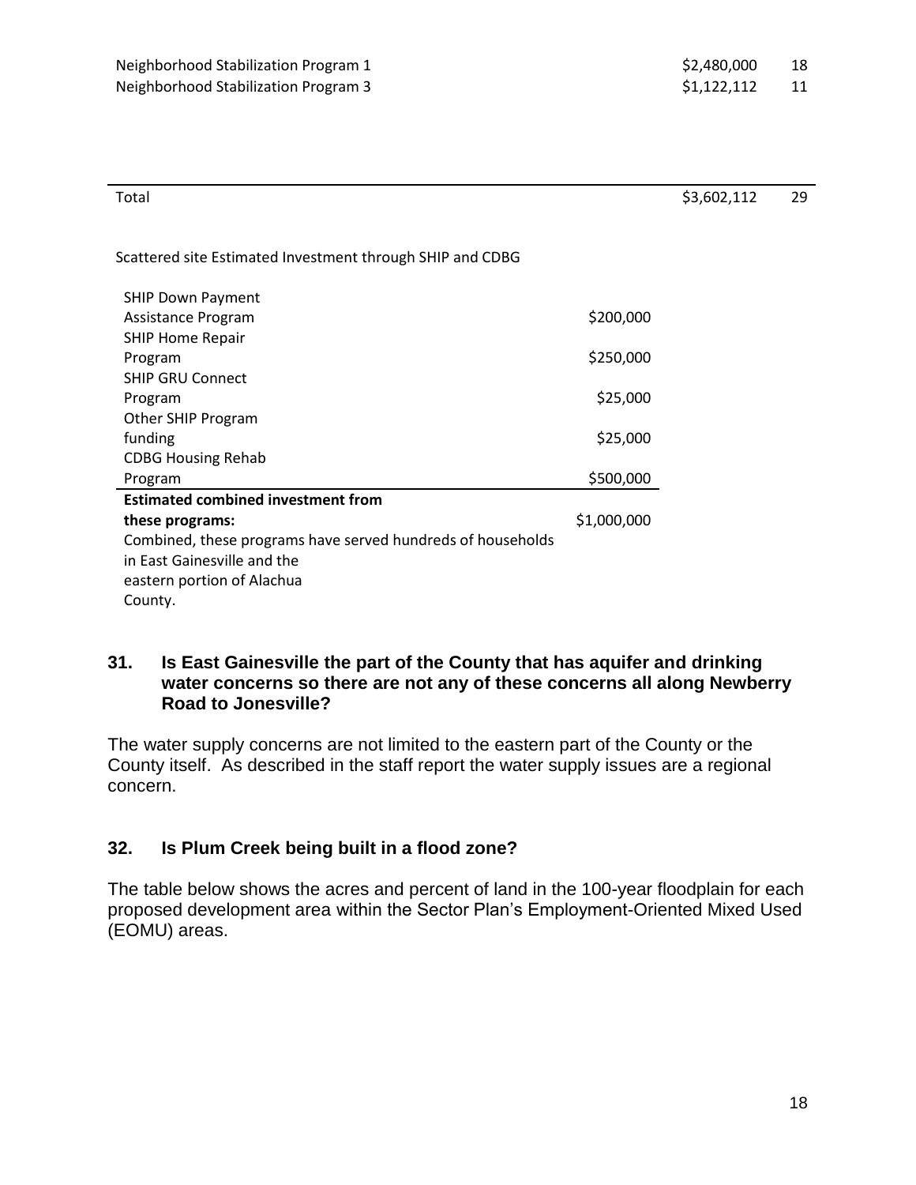| | | |
|---|---|---|
| Neighborhood Stabilization Program 1 | $2,480,000 | 18 |
| Neighborhood Stabilization Program 3 | $1,122,112 | 11 |
| Total | $3,602,112 | 29 |

Scattered site Estimated Investment through SHIP and CDBG

| | |
|---|---|
| SHIP Down Payment Assistance Program | $200,000 |
| SHIP Home Repair Program | $250,000 |
| SHIP GRU Connect Program | $25,000 |
| Other SHIP Program funding | $25,000 |
| CDBG Housing Rehab Program | $500,000 |
| **Estimated combined investment from these programs:** | $1,000,000 |

Combined, these programs have served hundreds of households in East Gainesville and the eastern portion of Alachua County.

### 31. Is East Gainesville the part of the County that has aquifer and drinking water concerns so there are not any of these concerns all along Newberry Road to Jonesville?

The water supply concerns are not limited to the eastern part of the County or the County itself. As described in the staff report the water supply issues are a regional concern.

### 32. Is Plum Creek being built in a flood zone?

The table below shows the acres and percent of land in the 100-year floodplain for each proposed development area within the Sector Plan's Employment-Oriented Mixed Used (EOMU) areas.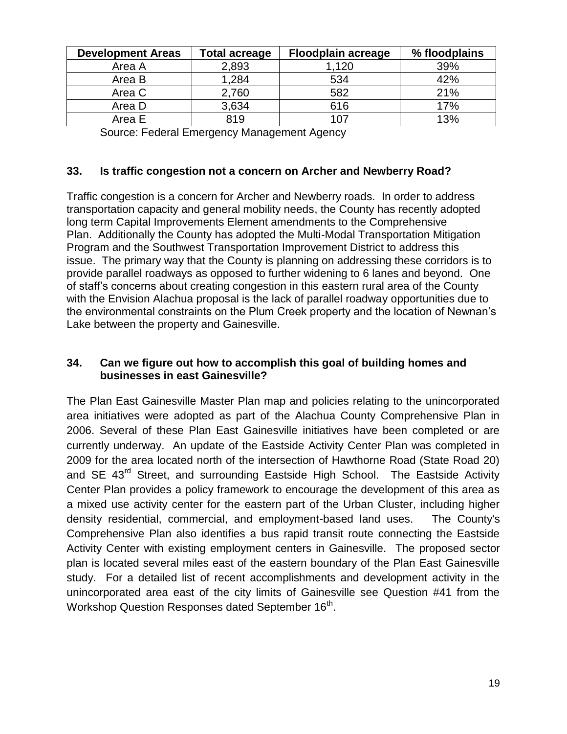| Development Areas | Total acreage | Floodplain acreage | % floodplains |
|---|---|---|---|
| Area A | 2,893 | 1,120 | 39% |
| Area B | 1,284 | 534 | 42% |
| Area C | 2,760 | 582 | 21% |
| Area D | 3,634 | 616 | 17% |
| Area E | 819 | 107 | 13% |

Source: Federal Emergency Management Agency

### 33. Is traffic congestion not a concern on Archer and Newberry Road?

Traffic congestion is a concern for Archer and Newberry roads. In order to address transportation capacity and general mobility needs, the County has recently adopted long term Capital Improvements Element amendments to the Comprehensive Plan. Additionally the County has adopted the Multi-Modal Transportation Mitigation Program and the Southwest Transportation Improvement District to address this issue. The primary way that the County is planning on addressing these corridors is to provide parallel roadways as opposed to further widening to 6 lanes and beyond. One of staff's concerns about creating congestion in this eastern rural area of the County with the Envision Alachua proposal is the lack of parallel roadway opportunities due to the environmental constraints on the Plum Creek property and the location of Newnan's Lake between the property and Gainesville.

### 34. Can we figure out how to accomplish this goal of building homes and businesses in east Gainesville?

The Plan East Gainesville Master Plan map and policies relating to the unincorporated area initiatives were adopted as part of the Alachua County Comprehensive Plan in 2006. Several of these Plan East Gainesville initiatives have been completed or are currently underway. An update of the Eastside Activity Center Plan was completed in 2009 for the area located north of the intersection of Hawthorne Road (State Road 20) and SE 43rd Street, and surrounding Eastside High School. The Eastside Activity Center Plan provides a policy framework to encourage the development of this area as a mixed use activity center for the eastern part of the Urban Cluster, including higher density residential, commercial, and employment-based land uses. The County's Comprehensive Plan also identifies a bus rapid transit route connecting the Eastside Activity Center with existing employment centers in Gainesville. The proposed sector plan is located several miles east of the eastern boundary of the Plan East Gainesville study. For a detailed list of recent accomplishments and development activity in the unincorporated area east of the city limits of Gainesville see Question #41 from the Workshop Question Responses dated September 16th.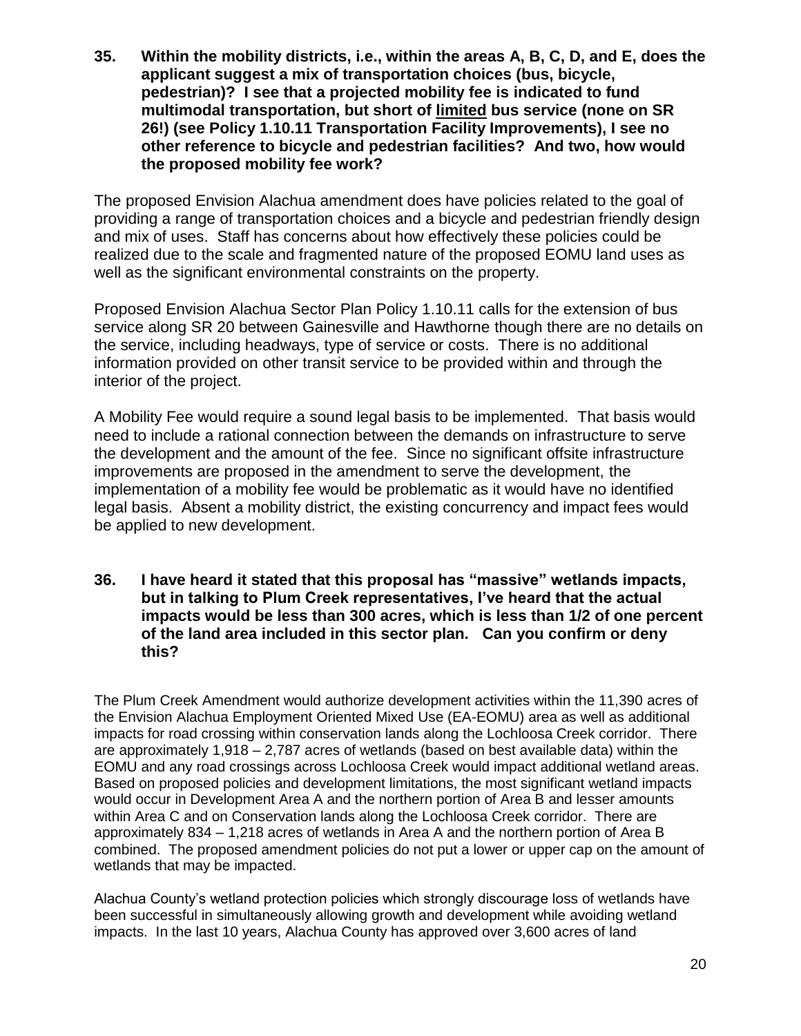**35. Within the mobility districts, i.e., within the areas A, B, C, D, and E, does the applicant suggest a mix of transportation choices (bus, bicycle, pedestrian)? I see that a projected mobility fee is indicated to fund multimodal transportation, but short of <u>limited</u> bus service (none on SR 26!) (see Policy 1.10.11 Transportation Facility Improvements), I see no other reference to bicycle and pedestrian facilities? And two, how would the proposed mobility fee work?**

The proposed Envision Alachua amendment does have policies related to the goal of providing a range of transportation choices and a bicycle and pedestrian friendly design and mix of uses. Staff has concerns about how effectively these policies could be realized due to the scale and fragmented nature of the proposed EOMU land uses as well as the significant environmental constraints on the property.

Proposed Envision Alachua Sector Plan Policy 1.10.11 calls for the extension of bus service along SR 20 between Gainesville and Hawthorne though there are no details on the service, including headways, type of service or costs. There is no additional information provided on other transit service to be provided within and through the interior of the project.

A Mobility Fee would require a sound legal basis to be implemented. That basis would need to include a rational connection between the demands on infrastructure to serve the development and the amount of the fee. Since no significant offsite infrastructure improvements are proposed in the amendment to serve the development, the implementation of a mobility fee would be problematic as it would have no identified legal basis. Absent a mobility district, the existing concurrency and impact fees would be applied to new development.

**36. I have heard it stated that this proposal has "massive" wetlands impacts, but in talking to Plum Creek representatives, I've heard that the actual impacts would be less than 300 acres, which is less than 1/2 of one percent of the land area included in this sector plan. Can you confirm or deny this?**

The Plum Creek Amendment would authorize development activities within the 11,390 acres of the Envision Alachua Employment Oriented Mixed Use (EA-EOMU) area as well as additional impacts for road crossing within conservation lands along the Lochloosa Creek corridor. There are approximately 1,918 – 2,787 acres of wetlands (based on best available data) within the EOMU and any road crossings across Lochloosa Creek would impact additional wetland areas. Based on proposed policies and development limitations, the most significant wetland impacts would occur in Development Area A and the northern portion of Area B and lesser amounts within Area C and on Conservation lands along the Lochloosa Creek corridor. There are approximately 834 – 1,218 acres of wetlands in Area A and the northern portion of Area B combined. The proposed amendment policies do not put a lower or upper cap on the amount of wetlands that may be impacted.

Alachua County's wetland protection policies which strongly discourage loss of wetlands have been successful in simultaneously allowing growth and development while avoiding wetland impacts. In the last 10 years, Alachua County has approved over 3,600 acres of land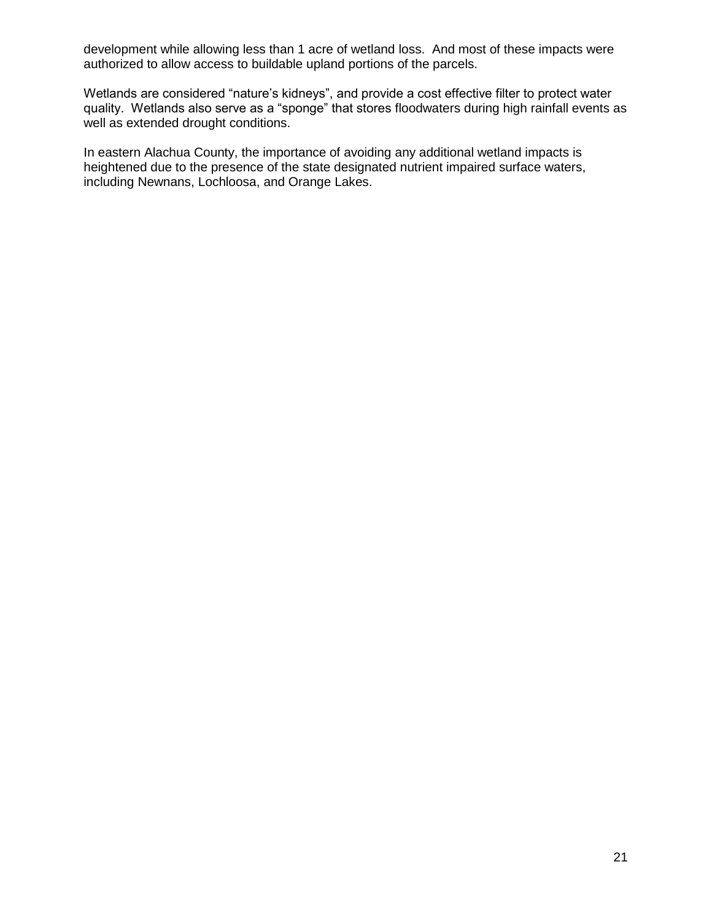development while allowing less than 1 acre of wetland loss. And most of these impacts were authorized to allow access to buildable upland portions of the parcels.

Wetlands are considered "nature's kidneys", and provide a cost effective filter to protect water quality. Wetlands also serve as a "sponge" that stores floodwaters during high rainfall events as well as extended drought conditions.

In eastern Alachua County, the importance of avoiding any additional wetland impacts is heightened due to the presence of the state designated nutrient impaired surface waters, including Newnans, Lochloosa, and Orange Lakes.